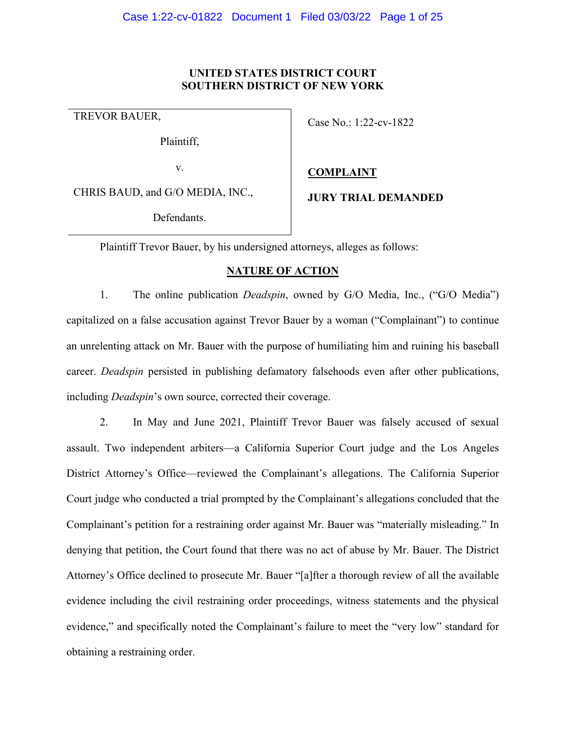**UNITED STATES DISTRICT COURT**
**SOUTHERN DISTRICT OF NEW YORK**

| | |
|---|---|
| TREVOR BAUER,<br><br>Plaintiff,<br><br>v.<br><br>CHRIS BAUD, and G/O MEDIA, INC.,<br><br>Defendants. | Case No.: 1:22-cv-1822<br><br>**COMPLAINT**<br><br>**JURY TRIAL DEMANDED** |

Plaintiff Trevor Bauer, by his undersigned attorneys, alleges as follows:

## NATURE OF ACTION

1. The online publication *Deadspin*, owned by G/O Media, Inc., ("G/O Media") capitalized on a false accusation against Trevor Bauer by a woman ("Complainant") to continue an unrelenting attack on Mr. Bauer with the purpose of humiliating him and ruining his baseball career. *Deadspin* persisted in publishing defamatory falsehoods even after other publications, including *Deadspin*'s own source, corrected their coverage.

2. In May and June 2021, Plaintiff Trevor Bauer was falsely accused of sexual assault. Two independent arbiters—a California Superior Court judge and the Los Angeles District Attorney's Office—reviewed the Complainant's allegations. The California Superior Court judge who conducted a trial prompted by the Complainant's allegations concluded that the Complainant's petition for a restraining order against Mr. Bauer was "materially misleading." In denying that petition, the Court found that there was no act of abuse by Mr. Bauer. The District Attorney's Office declined to prosecute Mr. Bauer "[a]fter a thorough review of all the available evidence including the civil restraining order proceedings, witness statements and the physical evidence," and specifically noted the Complainant's failure to meet the "very low" standard for obtaining a restraining order.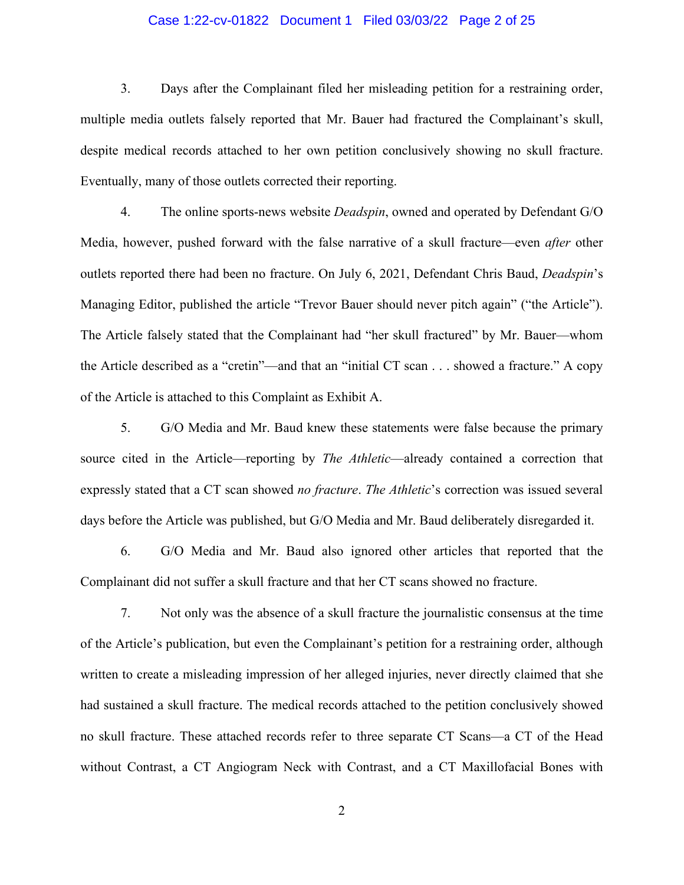3. Days after the Complainant filed her misleading petition for a restraining order, multiple media outlets falsely reported that Mr. Bauer had fractured the Complainant's skull, despite medical records attached to her own petition conclusively showing no skull fracture. Eventually, many of those outlets corrected their reporting.

4. The online sports-news website *Deadspin*, owned and operated by Defendant G/O Media, however, pushed forward with the false narrative of a skull fracture—even *after* other outlets reported there had been no fracture. On July 6, 2021, Defendant Chris Baud, *Deadspin*'s Managing Editor, published the article "Trevor Bauer should never pitch again" ("the Article"). The Article falsely stated that the Complainant had "her skull fractured" by Mr. Bauer—whom the Article described as a "cretin"—and that an "initial CT scan . . . showed a fracture." A copy of the Article is attached to this Complaint as Exhibit A.

5. G/O Media and Mr. Baud knew these statements were false because the primary source cited in the Article—reporting by *The Athletic*—already contained a correction that expressly stated that a CT scan showed *no fracture*. *The Athletic*'s correction was issued several days before the Article was published, but G/O Media and Mr. Baud deliberately disregarded it.

6. G/O Media and Mr. Baud also ignored other articles that reported that the Complainant did not suffer a skull fracture and that her CT scans showed no fracture.

7. Not only was the absence of a skull fracture the journalistic consensus at the time of the Article's publication, but even the Complainant's petition for a restraining order, although written to create a misleading impression of her alleged injuries, never directly claimed that she had sustained a skull fracture. The medical records attached to the petition conclusively showed no skull fracture. These attached records refer to three separate CT Scans—a CT of the Head without Contrast, a CT Angiogram Neck with Contrast, and a CT Maxillofacial Bones with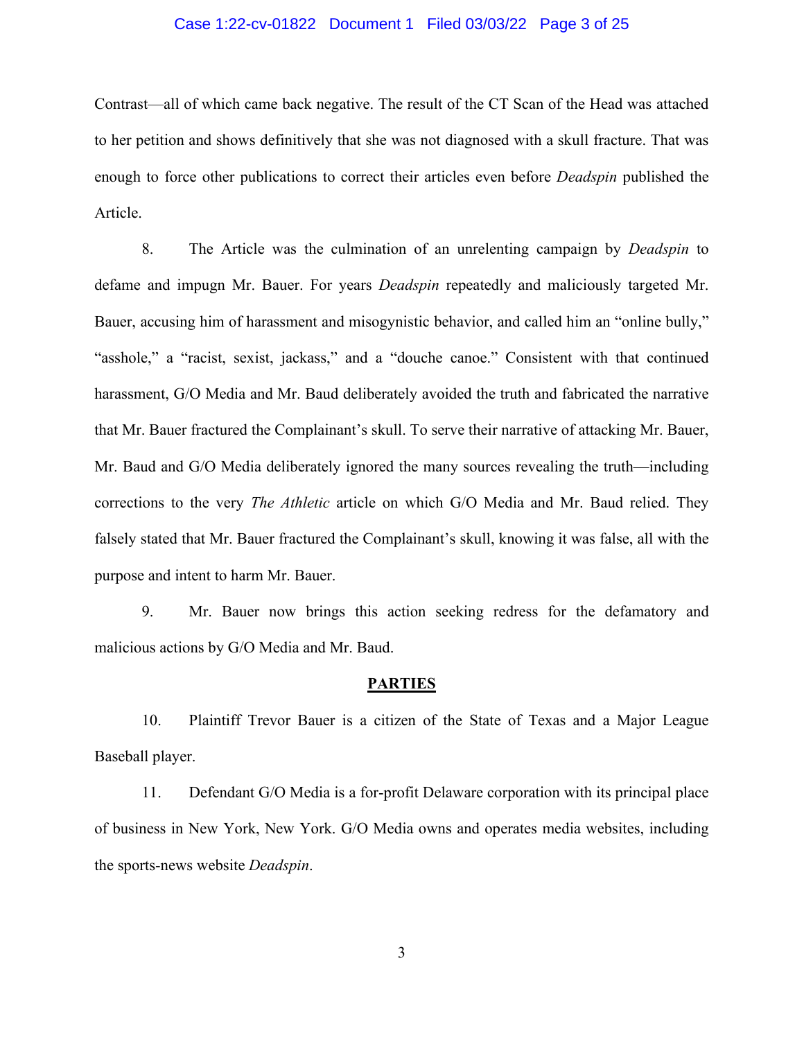Contrast—all of which came back negative. The result of the CT Scan of the Head was attached to her petition and shows definitively that she was not diagnosed with a skull fracture. That was enough to force other publications to correct their articles even before *Deadspin* published the Article.

8. The Article was the culmination of an unrelenting campaign by *Deadspin* to defame and impugn Mr. Bauer. For years *Deadspin* repeatedly and maliciously targeted Mr. Bauer, accusing him of harassment and misogynistic behavior, and called him an "online bully," "asshole," a "racist, sexist, jackass," and a "douche canoe." Consistent with that continued harassment, G/O Media and Mr. Baud deliberately avoided the truth and fabricated the narrative that Mr. Bauer fractured the Complainant's skull. To serve their narrative of attacking Mr. Bauer, Mr. Baud and G/O Media deliberately ignored the many sources revealing the truth—including corrections to the very *The Athletic* article on which G/O Media and Mr. Baud relied. They falsely stated that Mr. Bauer fractured the Complainant's skull, knowing it was false, all with the purpose and intent to harm Mr. Bauer.

9. Mr. Bauer now brings this action seeking redress for the defamatory and malicious actions by G/O Media and Mr. Baud.

## PARTIES

10. Plaintiff Trevor Bauer is a citizen of the State of Texas and a Major League Baseball player.

11. Defendant G/O Media is a for-profit Delaware corporation with its principal place of business in New York, New York. G/O Media owns and operates media websites, including the sports-news website *Deadspin*.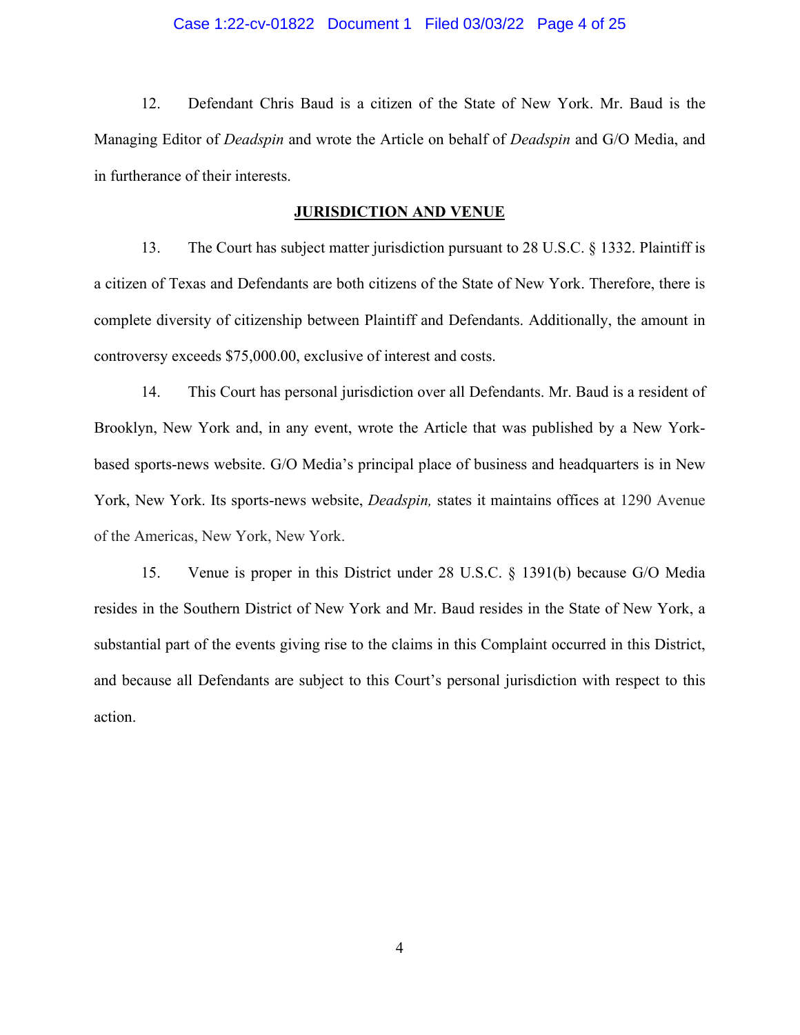12. Defendant Chris Baud is a citizen of the State of New York. Mr. Baud is the Managing Editor of *Deadspin* and wrote the Article on behalf of *Deadspin* and G/O Media, and in furtherance of their interests.

## JURISDICTION AND VENUE

13. The Court has subject matter jurisdiction pursuant to 28 U.S.C. § 1332. Plaintiff is a citizen of Texas and Defendants are both citizens of the State of New York. Therefore, there is complete diversity of citizenship between Plaintiff and Defendants. Additionally, the amount in controversy exceeds $75,000.00, exclusive of interest and costs.

14. This Court has personal jurisdiction over all Defendants. Mr. Baud is a resident of Brooklyn, New York and, in any event, wrote the Article that was published by a New York-based sports-news website. G/O Media's principal place of business and headquarters is in New York, New York. Its sports-news website, *Deadspin,* states it maintains offices at 1290 Avenue of the Americas, New York, New York.

15. Venue is proper in this District under 28 U.S.C. § 1391(b) because G/O Media resides in the Southern District of New York and Mr. Baud resides in the State of New York, a substantial part of the events giving rise to the claims in this Complaint occurred in this District, and because all Defendants are subject to this Court's personal jurisdiction with respect to this action.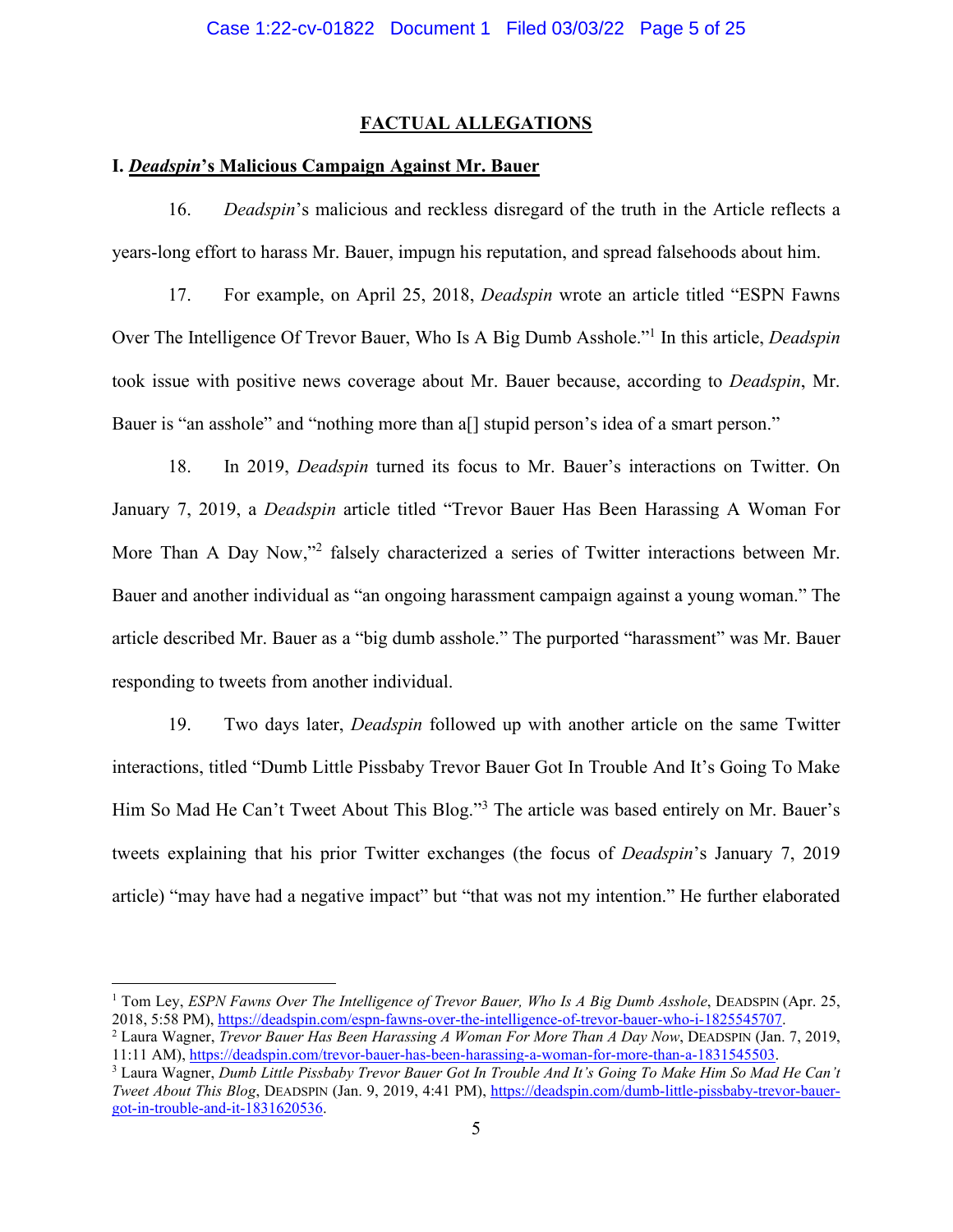## FACTUAL ALLEGATIONS

### I. *Deadspin*'s Malicious Campaign Against Mr. Bauer

16. *Deadspin*'s malicious and reckless disregard of the truth in the Article reflects a years-long effort to harass Mr. Bauer, impugn his reputation, and spread falsehoods about him.

17. For example, on April 25, 2018, *Deadspin* wrote an article titled "ESPN Fawns Over The Intelligence Of Trevor Bauer, Who Is A Big Dumb Asshole."[1] In this article, *Deadspin* took issue with positive news coverage about Mr. Bauer because, according to *Deadspin*, Mr. Bauer is "an asshole" and "nothing more than a[] stupid person's idea of a smart person."

18. In 2019, *Deadspin* turned its focus to Mr. Bauer's interactions on Twitter. On January 7, 2019, a *Deadspin* article titled "Trevor Bauer Has Been Harassing A Woman For More Than A Day Now,"[2] falsely characterized a series of Twitter interactions between Mr. Bauer and another individual as "an ongoing harassment campaign against a young woman." The article described Mr. Bauer as a "big dumb asshole." The purported "harassment" was Mr. Bauer responding to tweets from another individual.

19. Two days later, *Deadspin* followed up with another article on the same Twitter interactions, titled "Dumb Little Pissbaby Trevor Bauer Got In Trouble And It's Going To Make Him So Mad He Can't Tweet About This Blog."[3] The article was based entirely on Mr. Bauer's tweets explaining that his prior Twitter exchanges (the focus of *Deadspin*'s January 7, 2019 article) "may have had a negative impact" but "that was not my intention." He further elaborated

---

[1] Tom Ley, *ESPN Fawns Over The Intelligence of Trevor Bauer, Who Is A Big Dumb Asshole*, DEADSPIN (Apr. 25, 2018, 5:58 PM), https://deadspin.com/espn-fawns-over-the-intelligence-of-trevor-bauer-who-i-1825545707.

[2] Laura Wagner, *Trevor Bauer Has Been Harassing A Woman For More Than A Day Now*, DEADSPIN (Jan. 7, 2019, 11:11 AM), https://deadspin.com/trevor-bauer-has-been-harassing-a-woman-for-more-than-a-1831545503.

[3] Laura Wagner, *Dumb Little Pissbaby Trevor Bauer Got In Trouble And It's Going To Make Him So Mad He Can't Tweet About This Blog*, DEADSPIN (Jan. 9, 2019, 4:41 PM), https://deadspin.com/dumb-little-pissbaby-trevor-bauer-got-in-trouble-and-it-1831620536.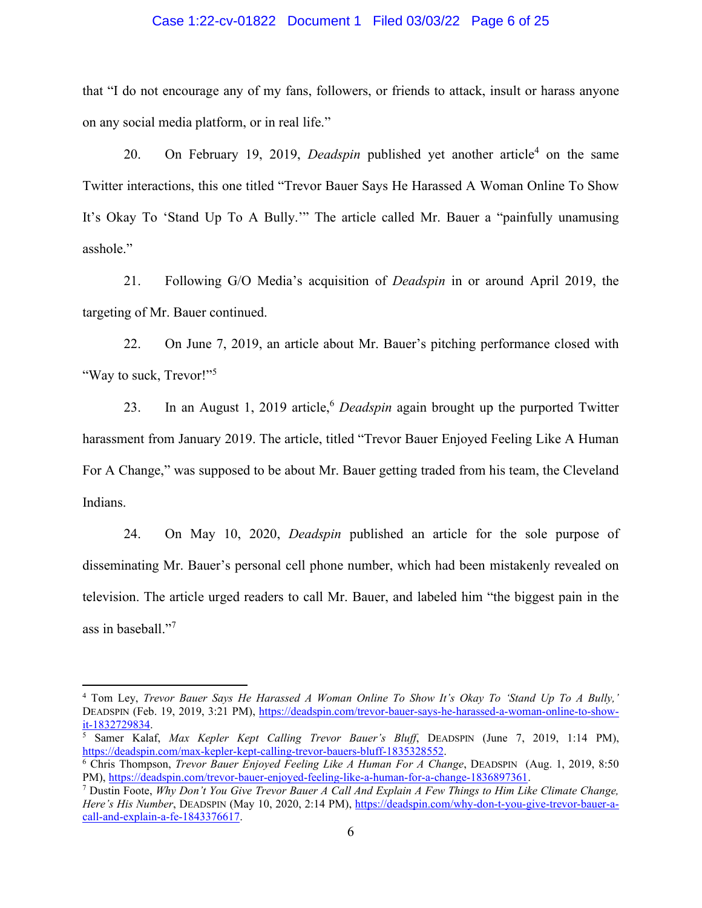that "I do not encourage any of my fans, followers, or friends to attack, insult or harass anyone on any social media platform, or in real life."

20. On February 19, 2019, *Deadspin* published yet another article[4] on the same Twitter interactions, this one titled "Trevor Bauer Says He Harassed A Woman Online To Show It's Okay To 'Stand Up To A Bully.'" The article called Mr. Bauer a "painfully unamusing asshole."

21. Following G/O Media's acquisition of *Deadspin* in or around April 2019, the targeting of Mr. Bauer continued.

22. On June 7, 2019, an article about Mr. Bauer's pitching performance closed with "Way to suck, Trevor!"[5]

23. In an August 1, 2019 article,[6] *Deadspin* again brought up the purported Twitter harassment from January 2019. The article, titled "Trevor Bauer Enjoyed Feeling Like A Human For A Change," was supposed to be about Mr. Bauer getting traded from his team, the Cleveland Indians.

24. On May 10, 2020, *Deadspin* published an article for the sole purpose of disseminating Mr. Bauer's personal cell phone number, which had been mistakenly revealed on television. The article urged readers to call Mr. Bauer, and labeled him "the biggest pain in the ass in baseball."[7]

---

[4] Tom Ley, *Trevor Bauer Says He Harassed A Woman Online To Show It's Okay To 'Stand Up To A Bully,'* DEADSPIN (Feb. 19, 2019, 3:21 PM), https://deadspin.com/trevor-bauer-says-he-harassed-a-woman-online-to-show-it-1832729834.

[5] Samer Kalaf, *Max Kepler Kept Calling Trevor Bauer's Bluff*, DEADSPIN (June 7, 2019, 1:14 PM), https://deadspin.com/max-kepler-kept-calling-trevor-bauers-bluff-1835328552.

[6] Chris Thompson, *Trevor Bauer Enjoyed Feeling Like A Human For A Change*, DEADSPIN (Aug. 1, 2019, 8:50 PM), https://deadspin.com/trevor-bauer-enjoyed-feeling-like-a-human-for-a-change-1836897361.

[7] Dustin Foote, *Why Don't You Give Trevor Bauer A Call And Explain A Few Things to Him Like Climate Change, Here's His Number*, DEADSPIN (May 10, 2020, 2:14 PM), https://deadspin.com/why-don-t-you-give-trevor-bauer-a-call-and-explain-a-fe-1843376617.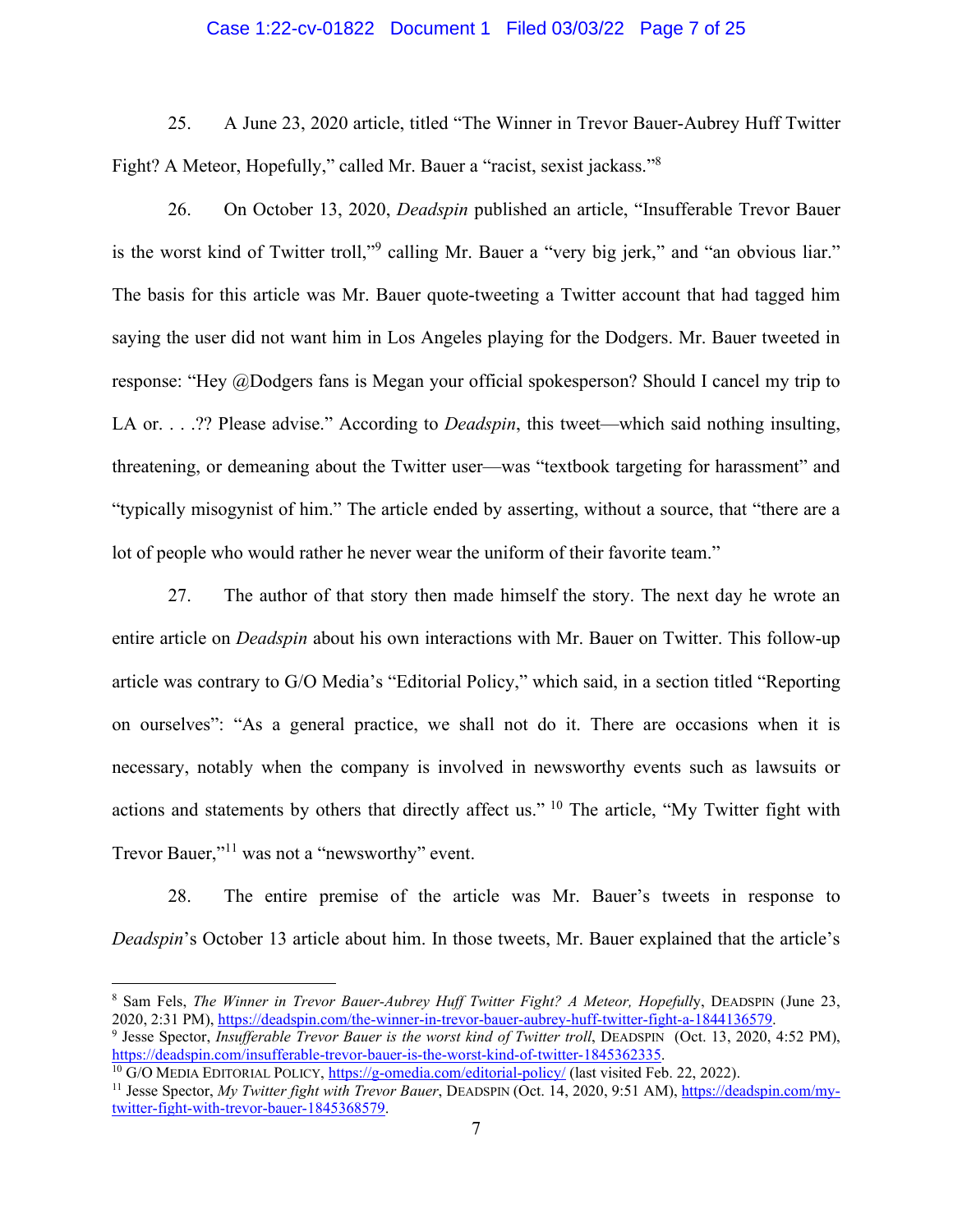25. A June 23, 2020 article, titled "The Winner in Trevor Bauer-Aubrey Huff Twitter Fight? A Meteor, Hopefully," called Mr. Bauer a "racist, sexist jackass."[8]

26. On October 13, 2020, *Deadspin* published an article, "Insufferable Trevor Bauer is the worst kind of Twitter troll,"[9] calling Mr. Bauer a "very big jerk," and "an obvious liar." The basis for this article was Mr. Bauer quote-tweeting a Twitter account that had tagged him saying the user did not want him in Los Angeles playing for the Dodgers. Mr. Bauer tweeted in response: "Hey @Dodgers fans is Megan your official spokesperson? Should I cancel my trip to LA or. . . .?? Please advise." According to *Deadspin*, this tweet—which said nothing insulting, threatening, or demeaning about the Twitter user—was "textbook targeting for harassment" and "typically misogynist of him." The article ended by asserting, without a source, that "there are a lot of people who would rather he never wear the uniform of their favorite team."

27. The author of that story then made himself the story. The next day he wrote an entire article on *Deadspin* about his own interactions with Mr. Bauer on Twitter. This follow-up article was contrary to G/O Media's "Editorial Policy," which said, in a section titled "Reporting on ourselves": "As a general practice, we shall not do it. There are occasions when it is necessary, notably when the company is involved in newsworthy events such as lawsuits or actions and statements by others that directly affect us." [10] The article, "My Twitter fight with Trevor Bauer,"[11] was not a "newsworthy" event.

28. The entire premise of the article was Mr. Bauer's tweets in response to *Deadspin*'s October 13 article about him. In those tweets, Mr. Bauer explained that the article's

---

[8] Sam Fels, *The Winner in Trevor Bauer-Aubrey Huff Twitter Fight? A Meteor, Hopefully*, DEADSPIN (June 23, 2020, 2:31 PM), https://deadspin.com/the-winner-in-trevor-bauer-aubrey-huff-twitter-fight-a-1844136579.

[9] Jesse Spector, *Insufferable Trevor Bauer is the worst kind of Twitter troll*, DEADSPIN (Oct. 13, 2020, 4:52 PM), https://deadspin.com/insufferable-trevor-bauer-is-the-worst-kind-of-twitter-1845362335.

[10] G/O MEDIA EDITORIAL POLICY, https://g-omedia.com/editorial-policy/ (last visited Feb. 22, 2022).

[11] Jesse Spector, *My Twitter fight with Trevor Bauer*, DEADSPIN (Oct. 14, 2020, 9:51 AM), https://deadspin.com/my-twitter-fight-with-trevor-bauer-1845368579.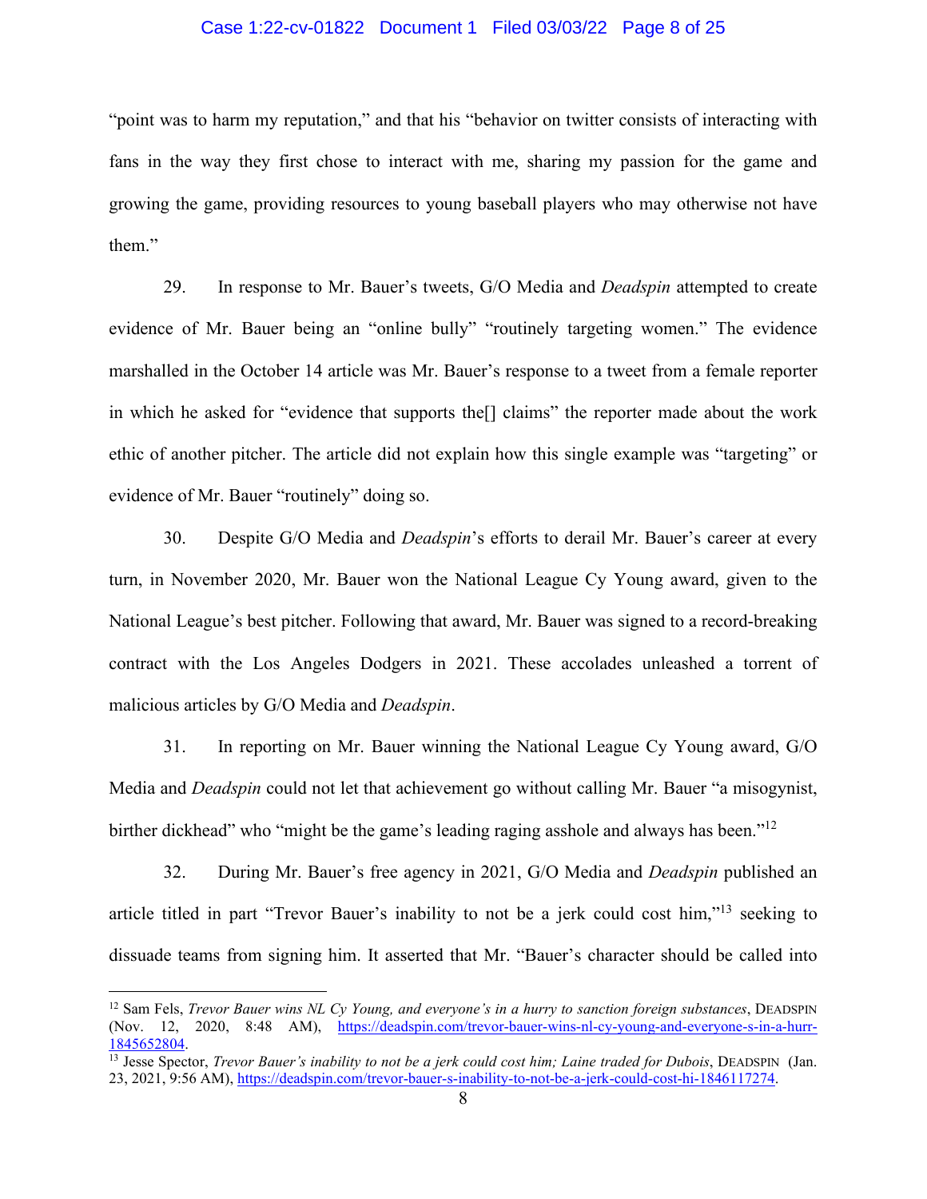"point was to harm my reputation," and that his "behavior on twitter consists of interacting with fans in the way they first chose to interact with me, sharing my passion for the game and growing the game, providing resources to young baseball players who may otherwise not have them."

29. In response to Mr. Bauer's tweets, G/O Media and *Deadspin* attempted to create evidence of Mr. Bauer being an "online bully" "routinely targeting women." The evidence marshalled in the October 14 article was Mr. Bauer's response to a tweet from a female reporter in which he asked for "evidence that supports the[] claims" the reporter made about the work ethic of another pitcher. The article did not explain how this single example was "targeting" or evidence of Mr. Bauer "routinely" doing so.

30. Despite G/O Media and *Deadspin*'s efforts to derail Mr. Bauer's career at every turn, in November 2020, Mr. Bauer won the National League Cy Young award, given to the National League's best pitcher. Following that award, Mr. Bauer was signed to a record-breaking contract with the Los Angeles Dodgers in 2021. These accolades unleashed a torrent of malicious articles by G/O Media and *Deadspin*.

31. In reporting on Mr. Bauer winning the National League Cy Young award, G/O Media and *Deadspin* could not let that achievement go without calling Mr. Bauer "a misogynist, birther dickhead" who "might be the game's leading raging asshole and always has been."[12]

32. During Mr. Bauer's free agency in 2021, G/O Media and *Deadspin* published an article titled in part "Trevor Bauer's inability to not be a jerk could cost him,"[13] seeking to dissuade teams from signing him. It asserted that Mr. "Bauer's character should be called into

---

[12] Sam Fels, *Trevor Bauer wins NL Cy Young, and everyone's in a hurry to sanction foreign substances*, DEADSPIN (Nov. 12, 2020, 8:48 AM), https://deadspin.com/trevor-bauer-wins-nl-cy-young-and-everyone-s-in-a-hurr-1845652804.

[13] Jesse Spector, *Trevor Bauer's inability to not be a jerk could cost him; Laine traded for Dubois*, DEADSPIN (Jan. 23, 2021, 9:56 AM), https://deadspin.com/trevor-bauer-s-inability-to-not-be-a-jerk-could-cost-hi-1846117274.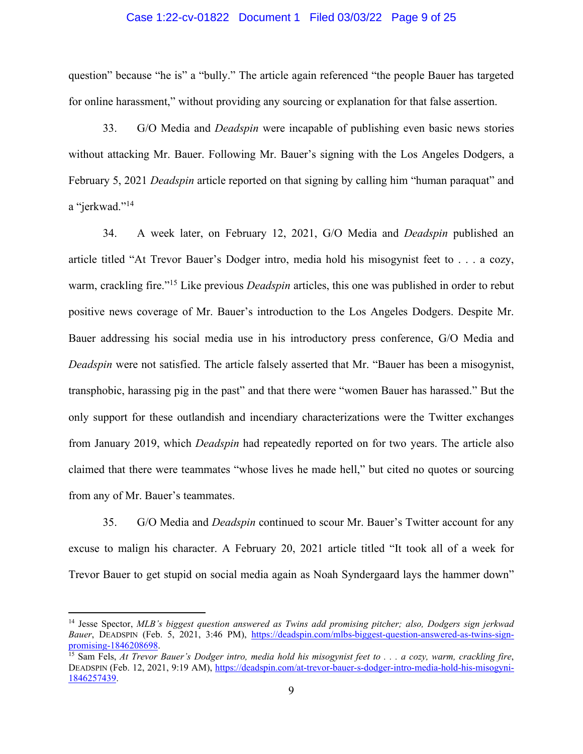question" because "he is" a "bully." The article again referenced "the people Bauer has targeted for online harassment," without providing any sourcing or explanation for that false assertion.

33. G/O Media and *Deadspin* were incapable of publishing even basic news stories without attacking Mr. Bauer. Following Mr. Bauer's signing with the Los Angeles Dodgers, a February 5, 2021 *Deadspin* article reported on that signing by calling him "human paraquat" and a "jerkwad."[14]

34. A week later, on February 12, 2021, G/O Media and *Deadspin* published an article titled "At Trevor Bauer's Dodger intro, media hold his misogynist feet to . . . a cozy, warm, crackling fire."[15] Like previous *Deadspin* articles, this one was published in order to rebut positive news coverage of Mr. Bauer's introduction to the Los Angeles Dodgers. Despite Mr. Bauer addressing his social media use in his introductory press conference, G/O Media and *Deadspin* were not satisfied. The article falsely asserted that Mr. "Bauer has been a misogynist, transphobic, harassing pig in the past" and that there were "women Bauer has harassed." But the only support for these outlandish and incendiary characterizations were the Twitter exchanges from January 2019, which *Deadspin* had repeatedly reported on for two years. The article also claimed that there were teammates "whose lives he made hell," but cited no quotes or sourcing from any of Mr. Bauer's teammates.

35. G/O Media and *Deadspin* continued to scour Mr. Bauer's Twitter account for any excuse to malign his character. A February 20, 2021 article titled "It took all of a week for Trevor Bauer to get stupid on social media again as Noah Syndergaard lays the hammer down"

---

[14] Jesse Spector, *MLB's biggest question answered as Twins add promising pitcher; also, Dodgers sign jerkwad Bauer*, DEADSPIN (Feb. 5, 2021, 3:46 PM), https://deadspin.com/mlbs-biggest-question-answered-as-twins-sign-promising-1846208698.

[15] Sam Fels, *At Trevor Bauer's Dodger intro, media hold his misogynist feet to . . . a cozy, warm, crackling fire*, DEADSPIN (Feb. 12, 2021, 9:19 AM), https://deadspin.com/at-trevor-bauer-s-dodger-intro-media-hold-his-misogyni-1846257439.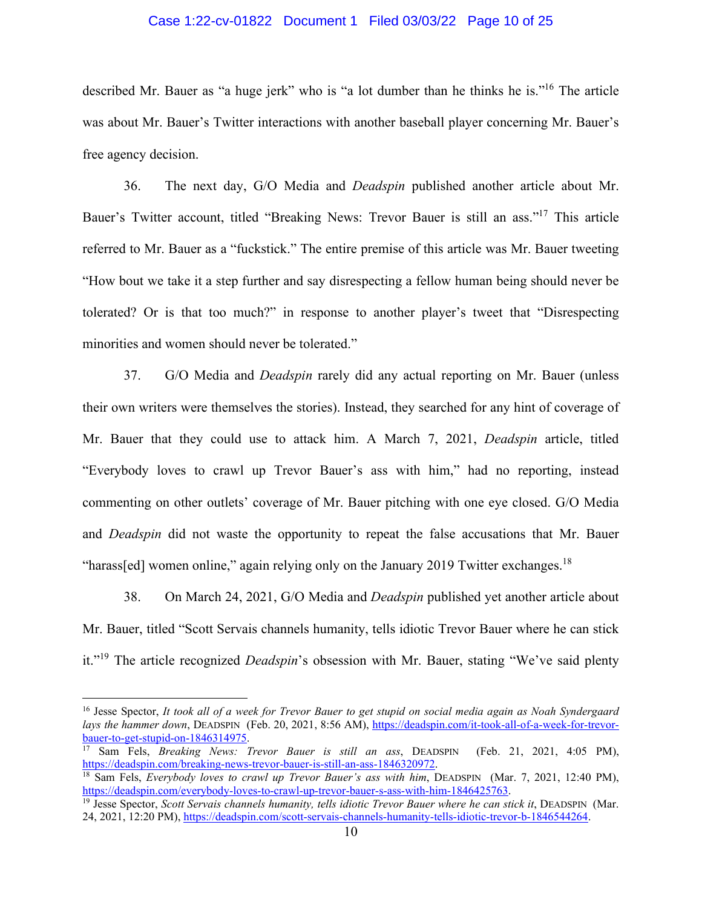described Mr. Bauer as "a huge jerk" who is "a lot dumber than he thinks he is."[16] The article was about Mr. Bauer's Twitter interactions with another baseball player concerning Mr. Bauer's free agency decision.

36. The next day, G/O Media and *Deadspin* published another article about Mr. Bauer's Twitter account, titled "Breaking News: Trevor Bauer is still an ass."[17] This article referred to Mr. Bauer as a "fuckstick." The entire premise of this article was Mr. Bauer tweeting "How bout we take it a step further and say disrespecting a fellow human being should never be tolerated? Or is that too much?" in response to another player's tweet that "Disrespecting minorities and women should never be tolerated."

37. G/O Media and *Deadspin* rarely did any actual reporting on Mr. Bauer (unless their own writers were themselves the stories). Instead, they searched for any hint of coverage of Mr. Bauer that they could use to attack him. A March 7, 2021, *Deadspin* article, titled "Everybody loves to crawl up Trevor Bauer's ass with him," had no reporting, instead commenting on other outlets' coverage of Mr. Bauer pitching with one eye closed. G/O Media and *Deadspin* did not waste the opportunity to repeat the false accusations that Mr. Bauer "harass[ed] women online," again relying only on the January 2019 Twitter exchanges.[18]

38. On March 24, 2021, G/O Media and *Deadspin* published yet another article about Mr. Bauer, titled "Scott Servais channels humanity, tells idiotic Trevor Bauer where he can stick it."[19] The article recognized *Deadspin*'s obsession with Mr. Bauer, stating "We've said plenty

---

[16] Jesse Spector, *It took all of a week for Trevor Bauer to get stupid on social media again as Noah Syndergaard lays the hammer down*, DEADSPIN (Feb. 20, 2021, 8:56 AM), https://deadspin.com/it-took-all-of-a-week-for-trevor-bauer-to-get-stupid-on-1846314975.

[17] Sam Fels, *Breaking News: Trevor Bauer is still an ass*, DEADSPIN (Feb. 21, 2021, 4:05 PM), https://deadspin.com/breaking-news-trevor-bauer-is-still-an-ass-1846320972.

[18] Sam Fels, *Everybody loves to crawl up Trevor Bauer's ass with him*, DEADSPIN (Mar. 7, 2021, 12:40 PM), https://deadspin.com/everybody-loves-to-crawl-up-trevor-bauer-s-ass-with-him-1846425763.

[19] Jesse Spector, *Scott Servais channels humanity, tells idiotic Trevor Bauer where he can stick it*, DEADSPIN (Mar. 24, 2021, 12:20 PM), https://deadspin.com/scott-servais-channels-humanity-tells-idiotic-trevor-b-1846544264.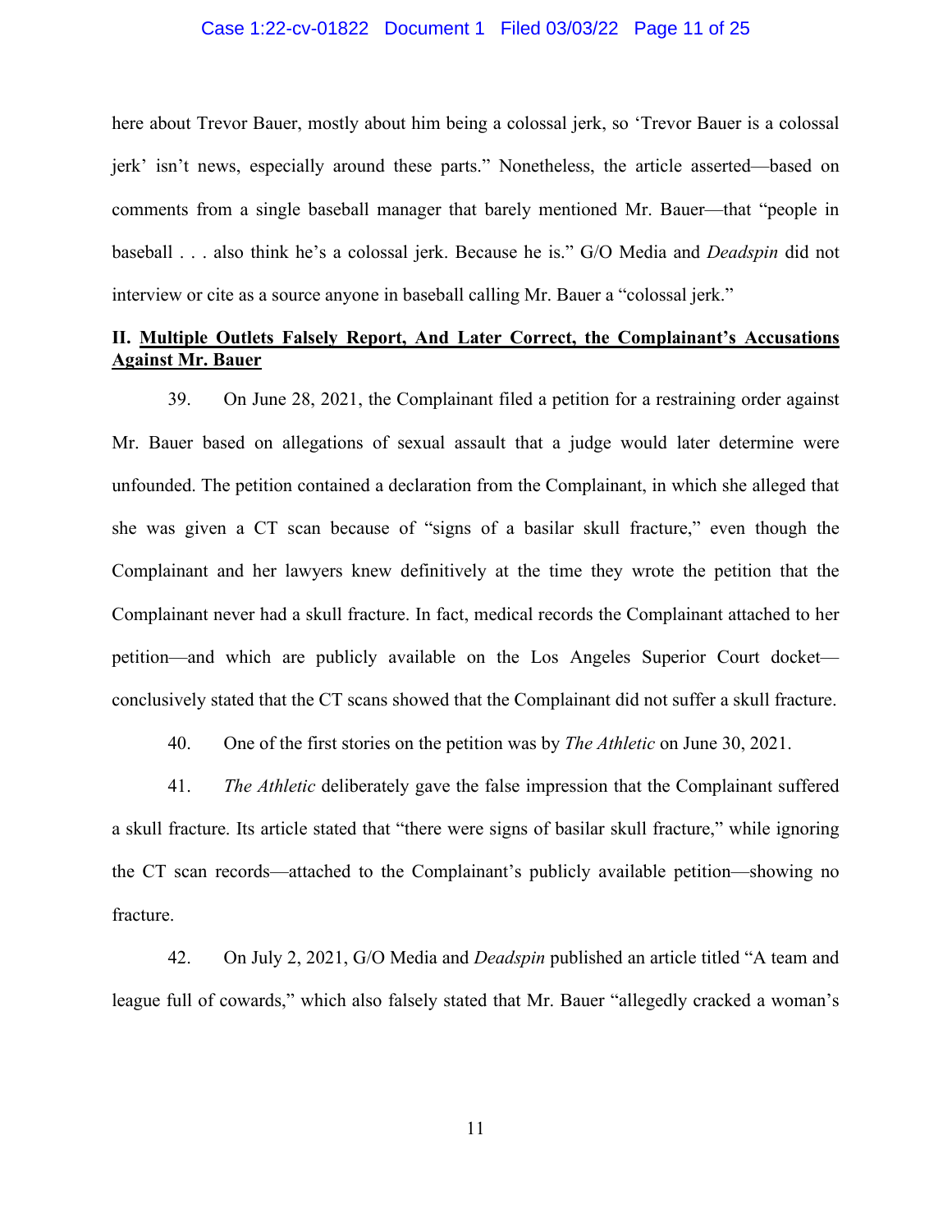here about Trevor Bauer, mostly about him being a colossal jerk, so 'Trevor Bauer is a colossal jerk' isn't news, especially around these parts." Nonetheless, the article asserted—based on comments from a single baseball manager that barely mentioned Mr. Bauer—that "people in baseball . . . also think he's a colossal jerk. Because he is." G/O Media and *Deadspin* did not interview or cite as a source anyone in baseball calling Mr. Bauer a "colossal jerk."

## II. Multiple Outlets Falsely Report, And Later Correct, the Complainant's Accusations Against Mr. Bauer

39. On June 28, 2021, the Complainant filed a petition for a restraining order against Mr. Bauer based on allegations of sexual assault that a judge would later determine were unfounded. The petition contained a declaration from the Complainant, in which she alleged that she was given a CT scan because of "signs of a basilar skull fracture," even though the Complainant and her lawyers knew definitively at the time they wrote the petition that the Complainant never had a skull fracture. In fact, medical records the Complainant attached to her petition—and which are publicly available on the Los Angeles Superior Court docket—conclusively stated that the CT scans showed that the Complainant did not suffer a skull fracture.

40. One of the first stories on the petition was by *The Athletic* on June 30, 2021.

41. *The Athletic* deliberately gave the false impression that the Complainant suffered a skull fracture. Its article stated that "there were signs of basilar skull fracture," while ignoring the CT scan records—attached to the Complainant's publicly available petition—showing no fracture.

42. On July 2, 2021, G/O Media and *Deadspin* published an article titled "A team and league full of cowards," which also falsely stated that Mr. Bauer "allegedly cracked a woman's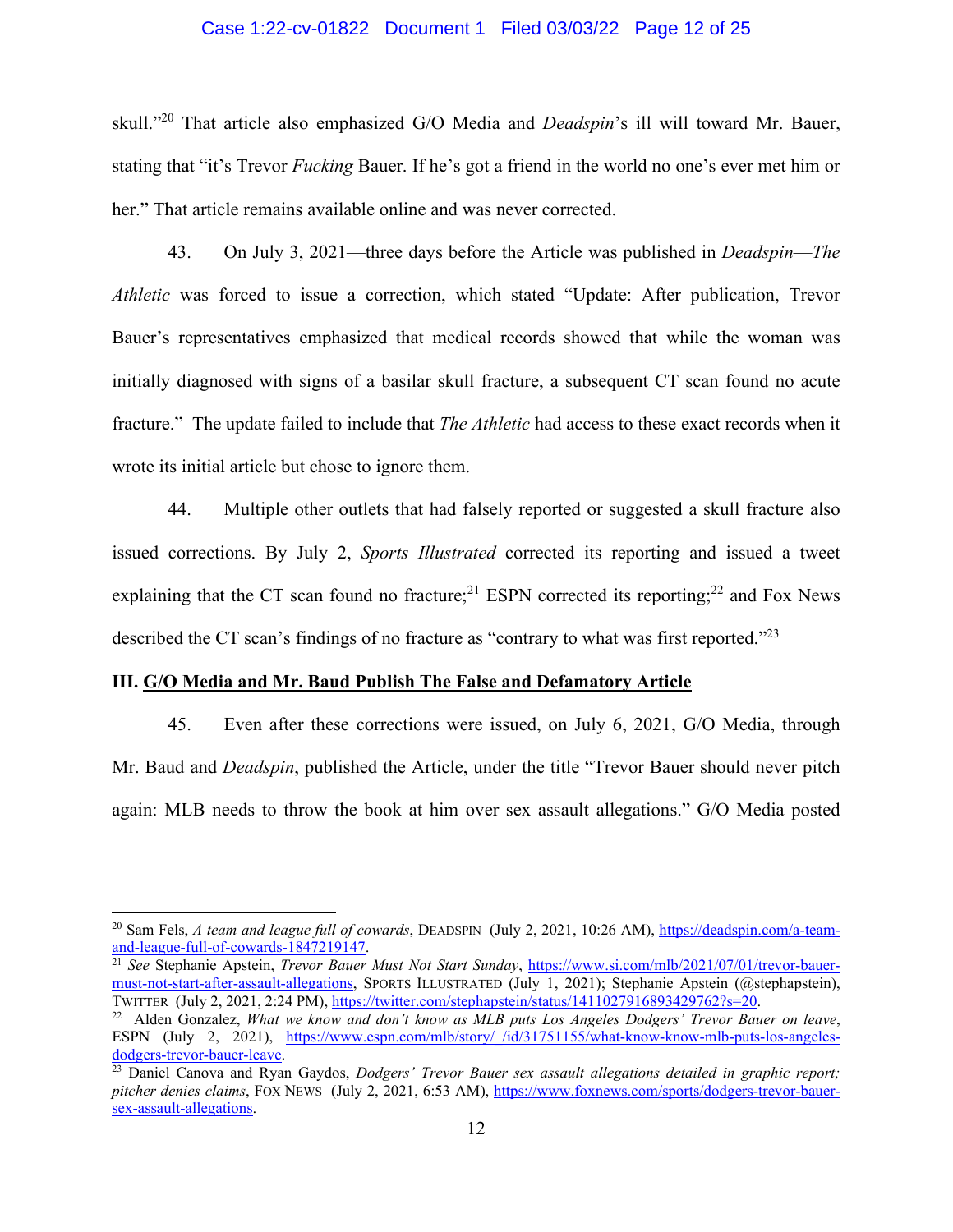skull."[20] That article also emphasized G/O Media and *Deadspin*'s ill will toward Mr. Bauer, stating that "it's Trevor *Fucking* Bauer. If he's got a friend in the world no one's ever met him or her." That article remains available online and was never corrected.

43. On July 3, 2021—three days before the Article was published in *Deadspin*—*The Athletic* was forced to issue a correction, which stated "Update: After publication, Trevor Bauer's representatives emphasized that medical records showed that while the woman was initially diagnosed with signs of a basilar skull fracture, a subsequent CT scan found no acute fracture." The update failed to include that *The Athletic* had access to these exact records when it wrote its initial article but chose to ignore them.

44. Multiple other outlets that had falsely reported or suggested a skull fracture also issued corrections. By July 2, *Sports Illustrated* corrected its reporting and issued a tweet explaining that the CT scan found no fracture;[21] ESPN corrected its reporting;[22] and Fox News described the CT scan's findings of no fracture as "contrary to what was first reported."[23]

### III. G/O Media and Mr. Baud Publish The False and Defamatory Article

45. Even after these corrections were issued, on July 6, 2021, G/O Media, through Mr. Baud and *Deadspin*, published the Article, under the title "Trevor Bauer should never pitch again: MLB needs to throw the book at him over sex assault allegations." G/O Media posted

---

[20] Sam Fels, *A team and league full of cowards*, DEADSPIN (July 2, 2021, 10:26 AM), https://deadspin.com/a-team-and-league-full-of-cowards-1847219147.

[21] *See* Stephanie Apstein, *Trevor Bauer Must Not Start Sunday*, https://www.si.com/mlb/2021/07/01/trevor-bauer-must-not-start-after-assault-allegations, SPORTS ILLUSTRATED (July 1, 2021); Stephanie Apstein (@stephapstein), TWITTER (July 2, 2021, 2:24 PM), https://twitter.com/stephapstein/status/1411027916893429762?s=20.

[22] Alden Gonzalez, *What we know and don't know as MLB puts Los Angeles Dodgers' Trevor Bauer on leave*, ESPN (July 2, 2021), https://www.espn.com/mlb/story/_/id/31751155/what-know-know-mlb-puts-los-angeles-dodgers-trevor-bauer-leave.

[23] Daniel Canova and Ryan Gaydos, *Dodgers' Trevor Bauer sex assault allegations detailed in graphic report; pitcher denies claims*, FOX NEWS (July 2, 2021, 6:53 AM), https://www.foxnews.com/sports/dodgers-trevor-bauer-sex-assault-allegations.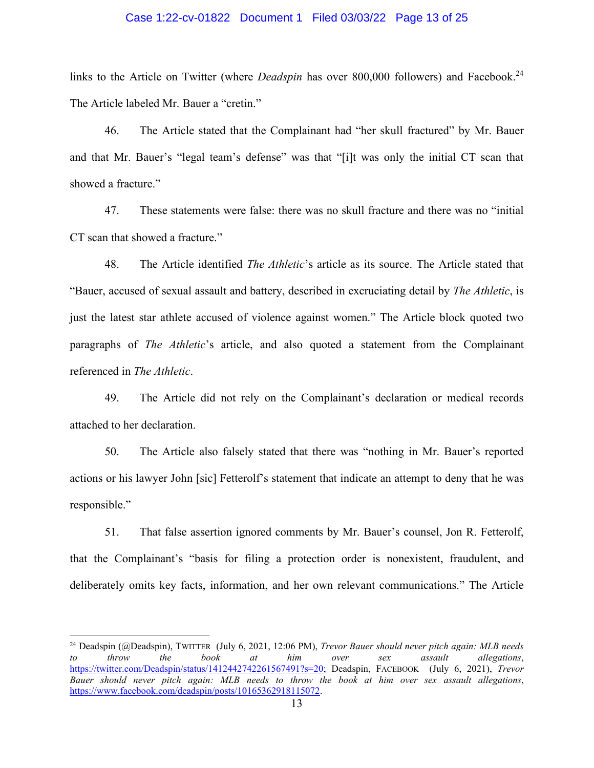links to the Article on Twitter (where *Deadspin* has over 800,000 followers) and Facebook.[24] The Article labeled Mr. Bauer a "cretin."

46. The Article stated that the Complainant had "her skull fractured" by Mr. Bauer and that Mr. Bauer's "legal team's defense" was that "[i]t was only the initial CT scan that showed a fracture."

47. These statements were false: there was no skull fracture and there was no "initial CT scan that showed a fracture."

48. The Article identified *The Athletic*'s article as its source. The Article stated that "Bauer, accused of sexual assault and battery, described in excruciating detail by *The Athletic*, is just the latest star athlete accused of violence against women." The Article block quoted two paragraphs of *The Athletic*'s article, and also quoted a statement from the Complainant referenced in *The Athletic*.

49. The Article did not rely on the Complainant's declaration or medical records attached to her declaration.

50. The Article also falsely stated that there was "nothing in Mr. Bauer's reported actions or his lawyer John [sic] Fetterolf's statement that indicate an attempt to deny that he was responsible."

51. That false assertion ignored comments by Mr. Bauer's counsel, Jon R. Fetterolf, that the Complainant's "basis for filing a protection order is nonexistent, fraudulent, and deliberately omits key facts, information, and her own relevant communications." The Article

---

[24] Deadspin (@Deadspin), TWITTER (July 6, 2021, 12:06 PM), *Trevor Bauer should never pitch again: MLB needs to throw the book at him over sex assault allegations*, https://twitter.com/Deadspin/status/1412442742261567491?s=20; Deadspin, FACEBOOK (July 6, 2021), *Trevor Bauer should never pitch again: MLB needs to throw the book at him over sex assault allegations*, https://www.facebook.com/deadspin/posts/10165362918115072.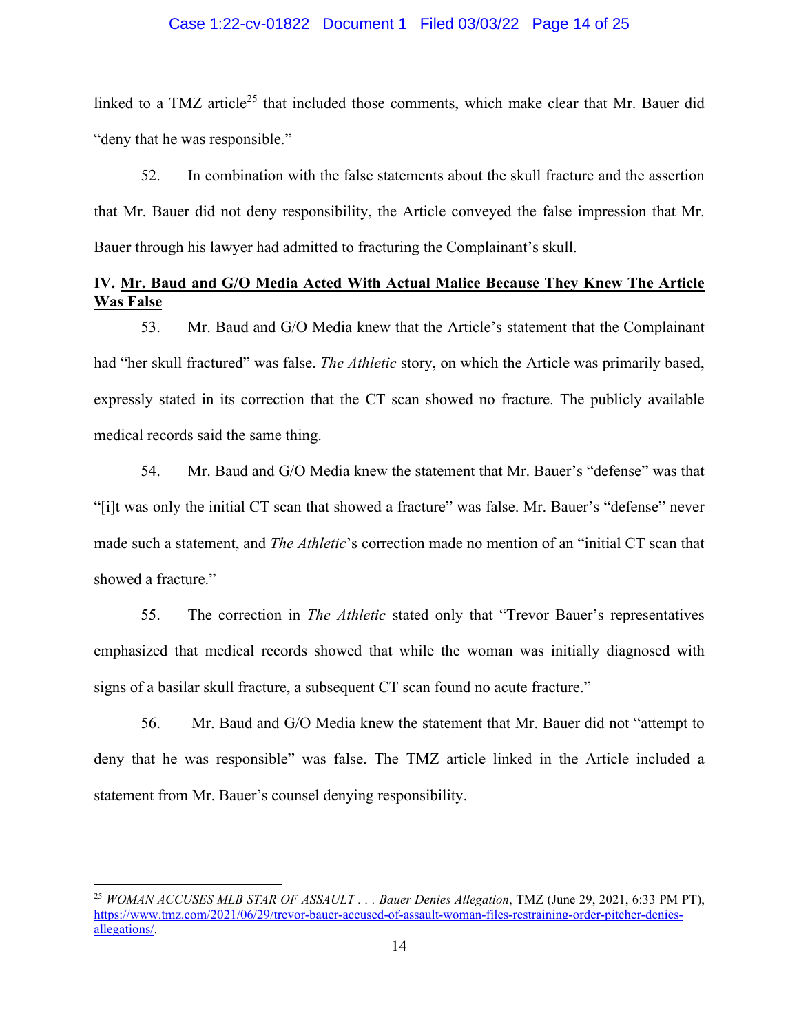linked to a TMZ article[25] that included those comments, which make clear that Mr. Bauer did "deny that he was responsible."

52. In combination with the false statements about the skull fracture and the assertion that Mr. Bauer did not deny responsibility, the Article conveyed the false impression that Mr. Bauer through his lawyer had admitted to fracturing the Complainant's skull.

## IV. Mr. Baud and G/O Media Acted With Actual Malice Because They Knew The Article Was False

53. Mr. Baud and G/O Media knew that the Article's statement that the Complainant had "her skull fractured" was false. *The Athletic* story, on which the Article was primarily based, expressly stated in its correction that the CT scan showed no fracture. The publicly available medical records said the same thing.

54. Mr. Baud and G/O Media knew the statement that Mr. Bauer's "defense" was that "[i]t was only the initial CT scan that showed a fracture" was false. Mr. Bauer's "defense" never made such a statement, and *The Athletic*'s correction made no mention of an "initial CT scan that showed a fracture."

55. The correction in *The Athletic* stated only that "Trevor Bauer's representatives emphasized that medical records showed that while the woman was initially diagnosed with signs of a basilar skull fracture, a subsequent CT scan found no acute fracture."

56. Mr. Baud and G/O Media knew the statement that Mr. Bauer did not "attempt to deny that he was responsible" was false. The TMZ article linked in the Article included a statement from Mr. Bauer's counsel denying responsibility.

---

[25] *WOMAN ACCUSES MLB STAR OF ASSAULT . . . Bauer Denies Allegation*, TMZ (June 29, 2021, 6:33 PM PT), https://www.tmz.com/2021/06/29/trevor-bauer-accused-of-assault-woman-files-restraining-order-pitcher-denies-allegations/.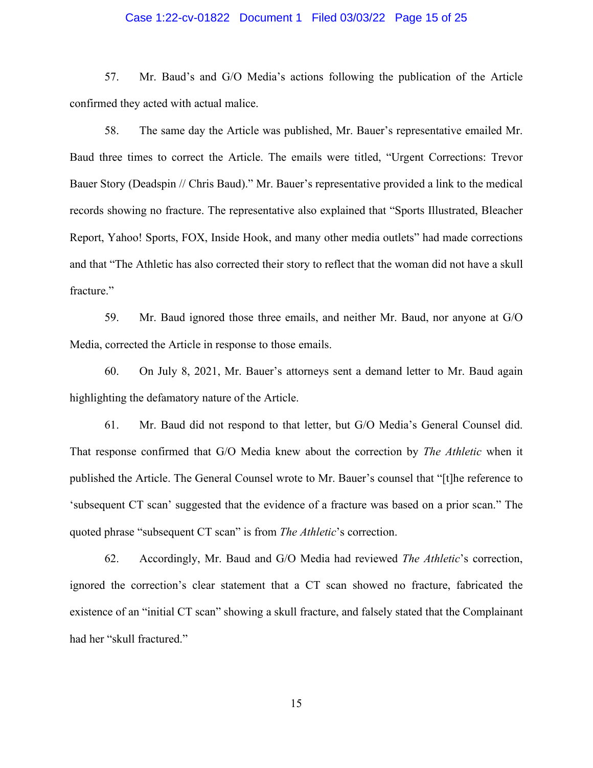57. Mr. Baud's and G/O Media's actions following the publication of the Article confirmed they acted with actual malice.

58. The same day the Article was published, Mr. Bauer's representative emailed Mr. Baud three times to correct the Article. The emails were titled, "Urgent Corrections: Trevor Bauer Story (Deadspin // Chris Baud)." Mr. Bauer's representative provided a link to the medical records showing no fracture. The representative also explained that "Sports Illustrated, Bleacher Report, Yahoo! Sports, FOX, Inside Hook, and many other media outlets" had made corrections and that "The Athletic has also corrected their story to reflect that the woman did not have a skull fracture."

59. Mr. Baud ignored those three emails, and neither Mr. Baud, nor anyone at G/O Media, corrected the Article in response to those emails.

60. On July 8, 2021, Mr. Bauer's attorneys sent a demand letter to Mr. Baud again highlighting the defamatory nature of the Article.

61. Mr. Baud did not respond to that letter, but G/O Media's General Counsel did. That response confirmed that G/O Media knew about the correction by *The Athletic* when it published the Article. The General Counsel wrote to Mr. Bauer's counsel that "[t]he reference to 'subsequent CT scan' suggested that the evidence of a fracture was based on a prior scan." The quoted phrase "subsequent CT scan" is from *The Athletic*'s correction.

62. Accordingly, Mr. Baud and G/O Media had reviewed *The Athletic*'s correction, ignored the correction's clear statement that a CT scan showed no fracture, fabricated the existence of an "initial CT scan" showing a skull fracture, and falsely stated that the Complainant had her "skull fractured."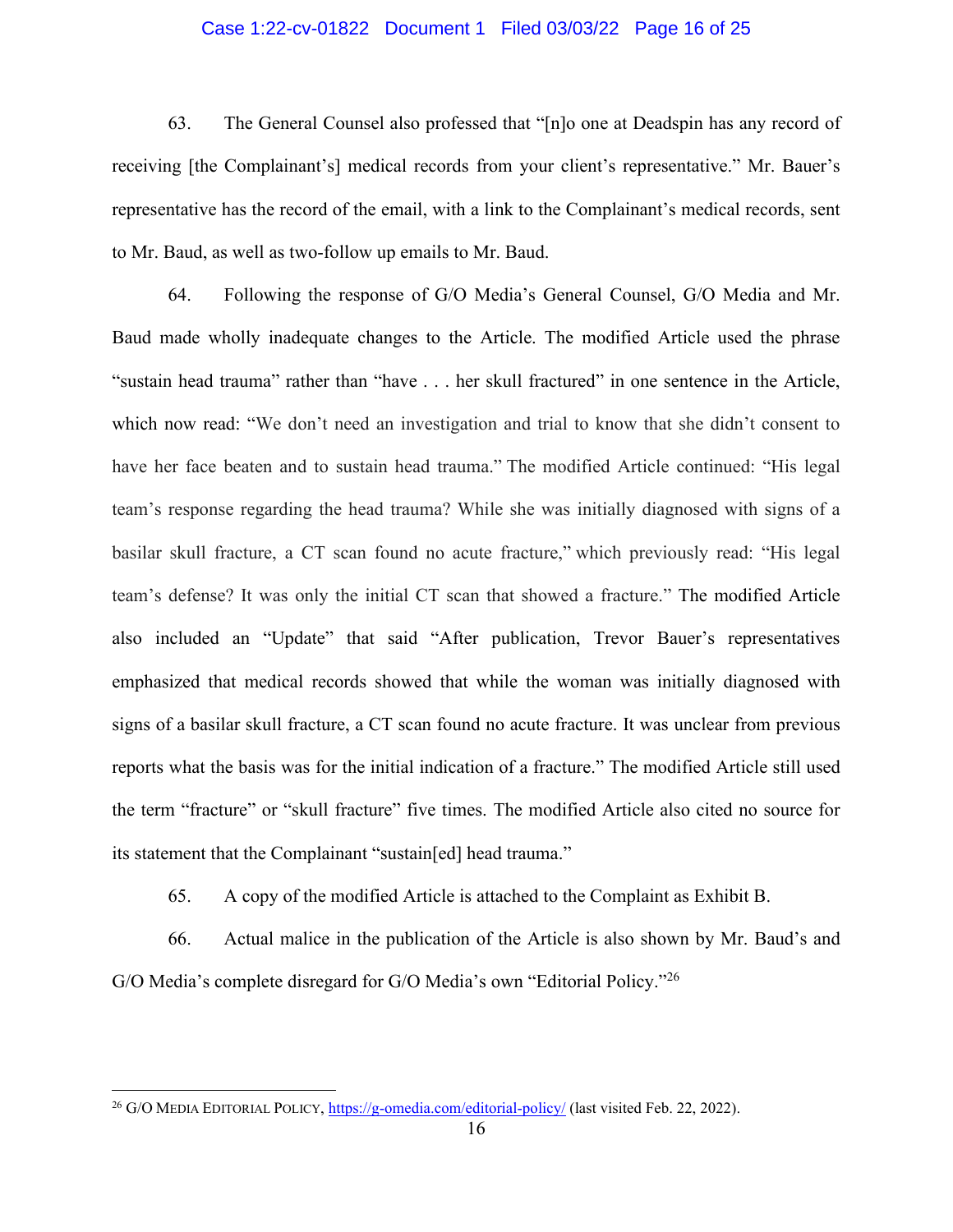63. The General Counsel also professed that "[n]o one at Deadspin has any record of receiving [the Complainant's] medical records from your client's representative." Mr. Bauer's representative has the record of the email, with a link to the Complainant's medical records, sent to Mr. Baud, as well as two-follow up emails to Mr. Baud.

64. Following the response of G/O Media's General Counsel, G/O Media and Mr. Baud made wholly inadequate changes to the Article. The modified Article used the phrase "sustain head trauma" rather than "have . . . her skull fractured" in one sentence in the Article, which now read: "We don't need an investigation and trial to know that she didn't consent to have her face beaten and to sustain head trauma." The modified Article continued: "His legal team's response regarding the head trauma? While she was initially diagnosed with signs of a basilar skull fracture, a CT scan found no acute fracture," which previously read: "His legal team's defense? It was only the initial CT scan that showed a fracture." The modified Article also included an "Update" that said "After publication, Trevor Bauer's representatives emphasized that medical records showed that while the woman was initially diagnosed with signs of a basilar skull fracture, a CT scan found no acute fracture. It was unclear from previous reports what the basis was for the initial indication of a fracture." The modified Article still used the term "fracture" or "skull fracture" five times. The modified Article also cited no source for its statement that the Complainant "sustain[ed] head trauma."

65. A copy of the modified Article is attached to the Complaint as Exhibit B.

66. Actual malice in the publication of the Article is also shown by Mr. Baud's and G/O Media's complete disregard for G/O Media's own "Editorial Policy."[26]

---

[26] G/O MEDIA EDITORIAL POLICY, https://g-omedia.com/editorial-policy/ (last visited Feb. 22, 2022).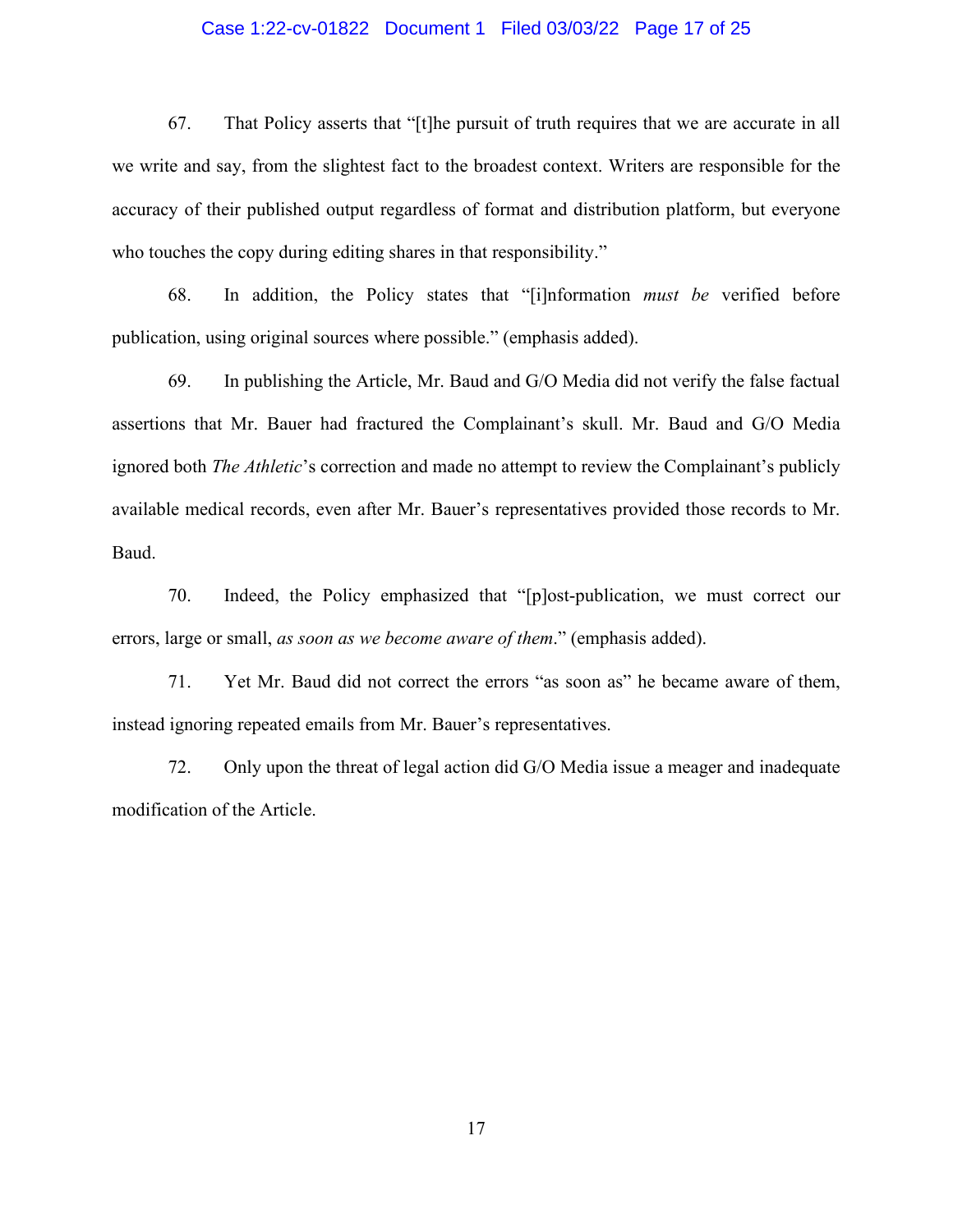67. That Policy asserts that "[t]he pursuit of truth requires that we are accurate in all we write and say, from the slightest fact to the broadest context. Writers are responsible for the accuracy of their published output regardless of format and distribution platform, but everyone who touches the copy during editing shares in that responsibility."

68. In addition, the Policy states that "[i]nformation *must be* verified before publication, using original sources where possible." (emphasis added).

69. In publishing the Article, Mr. Baud and G/O Media did not verify the false factual assertions that Mr. Bauer had fractured the Complainant's skull. Mr. Baud and G/O Media ignored both *The Athletic*'s correction and made no attempt to review the Complainant's publicly available medical records, even after Mr. Bauer's representatives provided those records to Mr. Baud.

70. Indeed, the Policy emphasized that "[p]ost-publication, we must correct our errors, large or small, *as soon as we become aware of them*." (emphasis added).

71. Yet Mr. Baud did not correct the errors "as soon as" he became aware of them, instead ignoring repeated emails from Mr. Bauer's representatives.

72. Only upon the threat of legal action did G/O Media issue a meager and inadequate modification of the Article.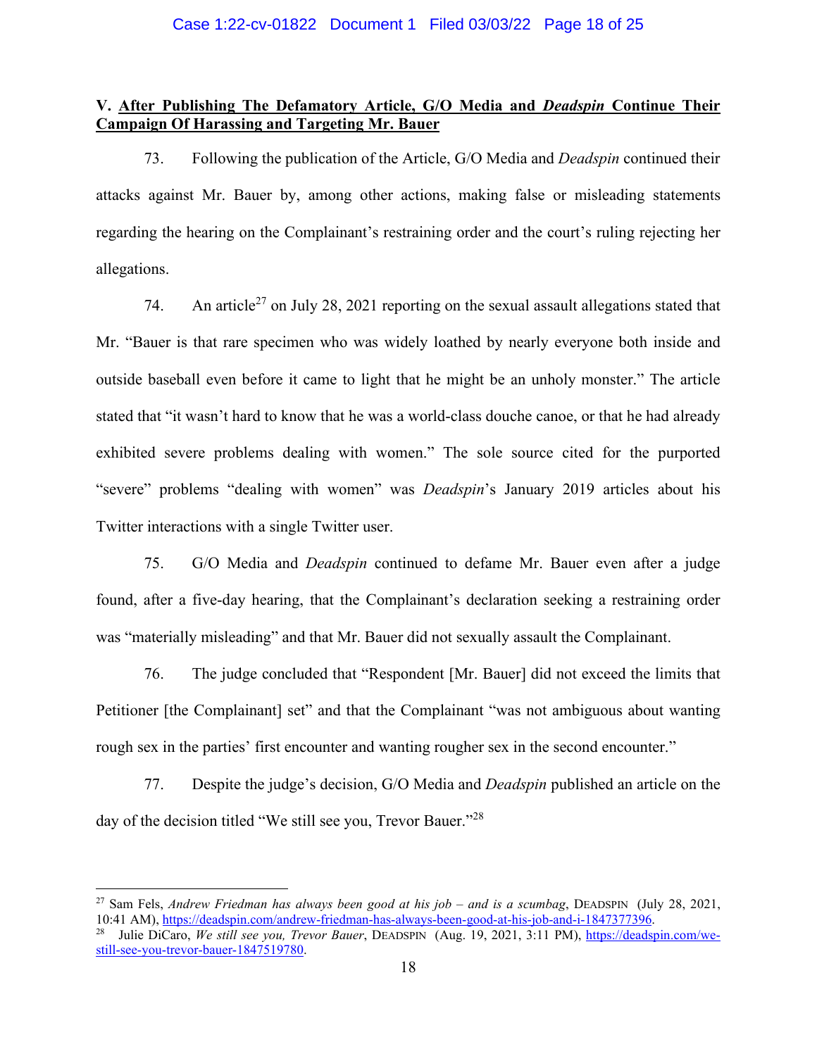**V. <u>After Publishing The Defamatory Article, G/O Media and *Deadspin* Continue Their Campaign Of Harassing and Targeting Mr. Bauer</u>**

73. Following the publication of the Article, G/O Media and *Deadspin* continued their attacks against Mr. Bauer by, among other actions, making false or misleading statements regarding the hearing on the Complainant's restraining order and the court's ruling rejecting her allegations.

74. An article[27] on July 28, 2021 reporting on the sexual assault allegations stated that Mr. "Bauer is that rare specimen who was widely loathed by nearly everyone both inside and outside baseball even before it came to light that he might be an unholy monster." The article stated that "it wasn't hard to know that he was a world-class douche canoe, or that he had already exhibited severe problems dealing with women." The sole source cited for the purported "severe" problems "dealing with women" was *Deadspin*'s January 2019 articles about his Twitter interactions with a single Twitter user.

75. G/O Media and *Deadspin* continued to defame Mr. Bauer even after a judge found, after a five-day hearing, that the Complainant's declaration seeking a restraining order was "materially misleading" and that Mr. Bauer did not sexually assault the Complainant.

76. The judge concluded that "Respondent [Mr. Bauer] did not exceed the limits that Petitioner [the Complainant] set" and that the Complainant "was not ambiguous about wanting rough sex in the parties' first encounter and wanting rougher sex in the second encounter."

77. Despite the judge's decision, G/O Media and *Deadspin* published an article on the day of the decision titled "We still see you, Trevor Bauer."[28]

---

[27] Sam Fels, *Andrew Friedman has always been good at his job – and is a scumbag*, DEADSPIN (July 28, 2021, 10:41 AM), https://deadspin.com/andrew-friedman-has-always-been-good-at-his-job-and-i-1847377396.

[28] Julie DiCaro, *We still see you, Trevor Bauer*, DEADSPIN (Aug. 19, 2021, 3:11 PM), https://deadspin.com/we-still-see-you-trevor-bauer-1847519780.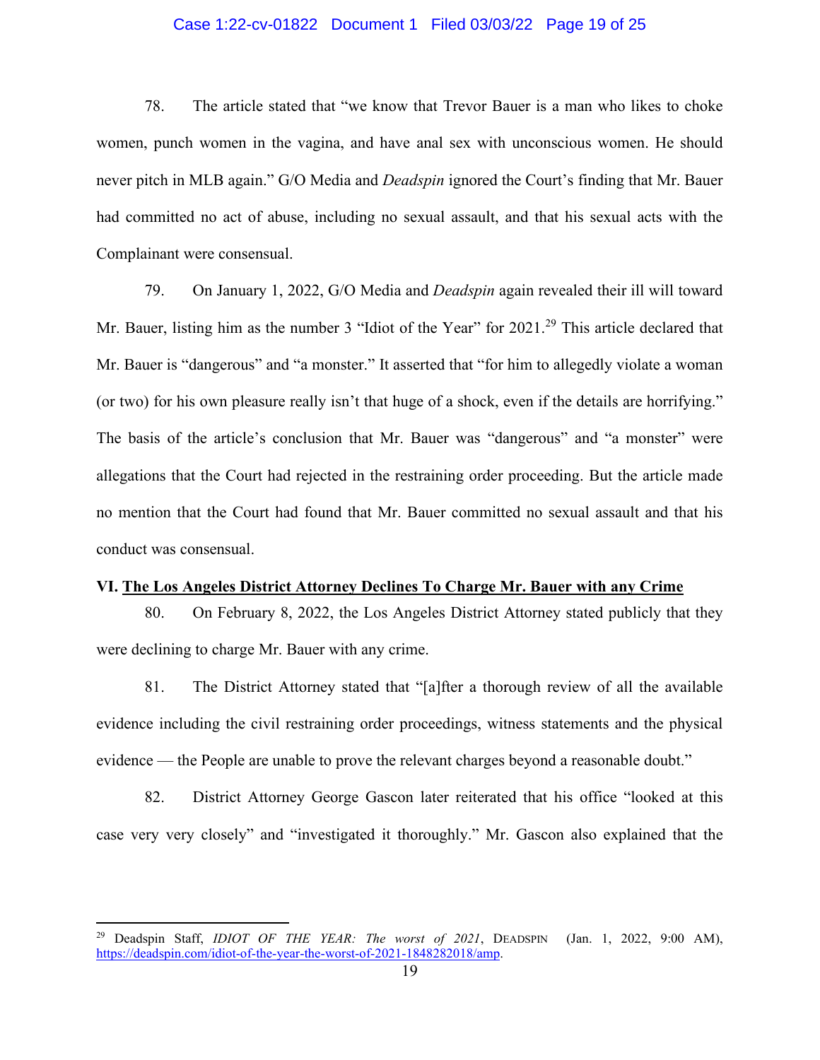78. The article stated that "we know that Trevor Bauer is a man who likes to choke women, punch women in the vagina, and have anal sex with unconscious women. He should never pitch in MLB again." G/O Media and *Deadspin* ignored the Court's finding that Mr. Bauer had committed no act of abuse, including no sexual assault, and that his sexual acts with the Complainant were consensual.

79. On January 1, 2022, G/O Media and *Deadspin* again revealed their ill will toward Mr. Bauer, listing him as the number 3 "Idiot of the Year" for 2021.[29] This article declared that Mr. Bauer is "dangerous" and "a monster." It asserted that "for him to allegedly violate a woman (or two) for his own pleasure really isn't that huge of a shock, even if the details are horrifying." The basis of the article's conclusion that Mr. Bauer was "dangerous" and "a monster" were allegations that the Court had rejected in the restraining order proceeding. But the article made no mention that the Court had found that Mr. Bauer committed no sexual assault and that his conduct was consensual.

**VI. <u>The Los Angeles District Attorney Declines To Charge Mr. Bauer with any Crime</u>**

80. On February 8, 2022, the Los Angeles District Attorney stated publicly that they were declining to charge Mr. Bauer with any crime.

81. The District Attorney stated that "[a]fter a thorough review of all the available evidence including the civil restraining order proceedings, witness statements and the physical evidence — the People are unable to prove the relevant charges beyond a reasonable doubt."

82. District Attorney George Gascon later reiterated that his office "looked at this case very very closely" and "investigated it thoroughly." Mr. Gascon also explained that the

---

[29] Deadspin Staff, *IDIOT OF THE YEAR: The worst of 2021*, DEADSPIN (Jan. 1, 2022, 9:00 AM), https://deadspin.com/idiot-of-the-year-the-worst-of-2021-1848282018/amp.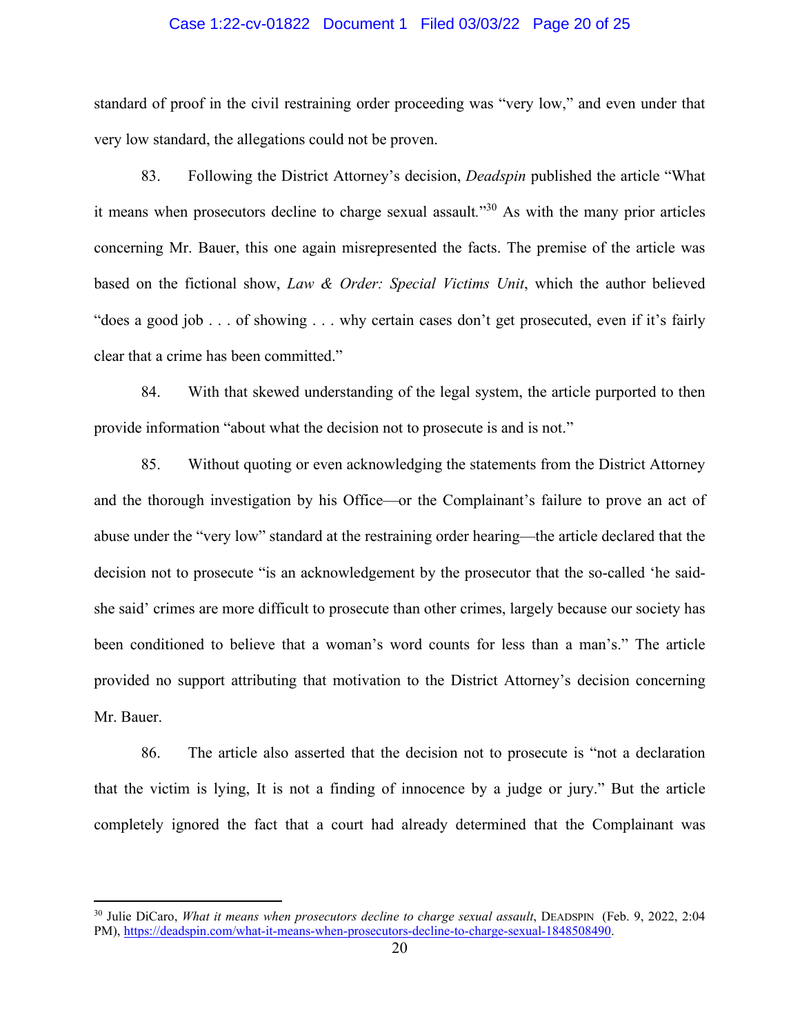standard of proof in the civil restraining order proceeding was "very low," and even under that very low standard, the allegations could not be proven.

83. Following the District Attorney's decision, *Deadspin* published the article "What it means when prosecutors decline to charge sexual assault."[30] As with the many prior articles concerning Mr. Bauer, this one again misrepresented the facts. The premise of the article was based on the fictional show, *Law & Order: Special Victims Unit*, which the author believed "does a good job . . . of showing . . . why certain cases don't get prosecuted, even if it's fairly clear that a crime has been committed."

84. With that skewed understanding of the legal system, the article purported to then provide information "about what the decision not to prosecute is and is not."

85. Without quoting or even acknowledging the statements from the District Attorney and the thorough investigation by his Office—or the Complainant's failure to prove an act of abuse under the "very low" standard at the restraining order hearing—the article declared that the decision not to prosecute "is an acknowledgement by the prosecutor that the so-called 'he said-she said' crimes are more difficult to prosecute than other crimes, largely because our society has been conditioned to believe that a woman's word counts for less than a man's." The article provided no support attributing that motivation to the District Attorney's decision concerning Mr. Bauer.

86. The article also asserted that the decision not to prosecute is "not a declaration that the victim is lying, It is not a finding of innocence by a judge or jury." But the article completely ignored the fact that a court had already determined that the Complainant was

---

[30] Julie DiCaro, *What it means when prosecutors decline to charge sexual assault*, DEADSPIN (Feb. 9, 2022, 2:04 PM), https://deadspin.com/what-it-means-when-prosecutors-decline-to-charge-sexual-1848508490.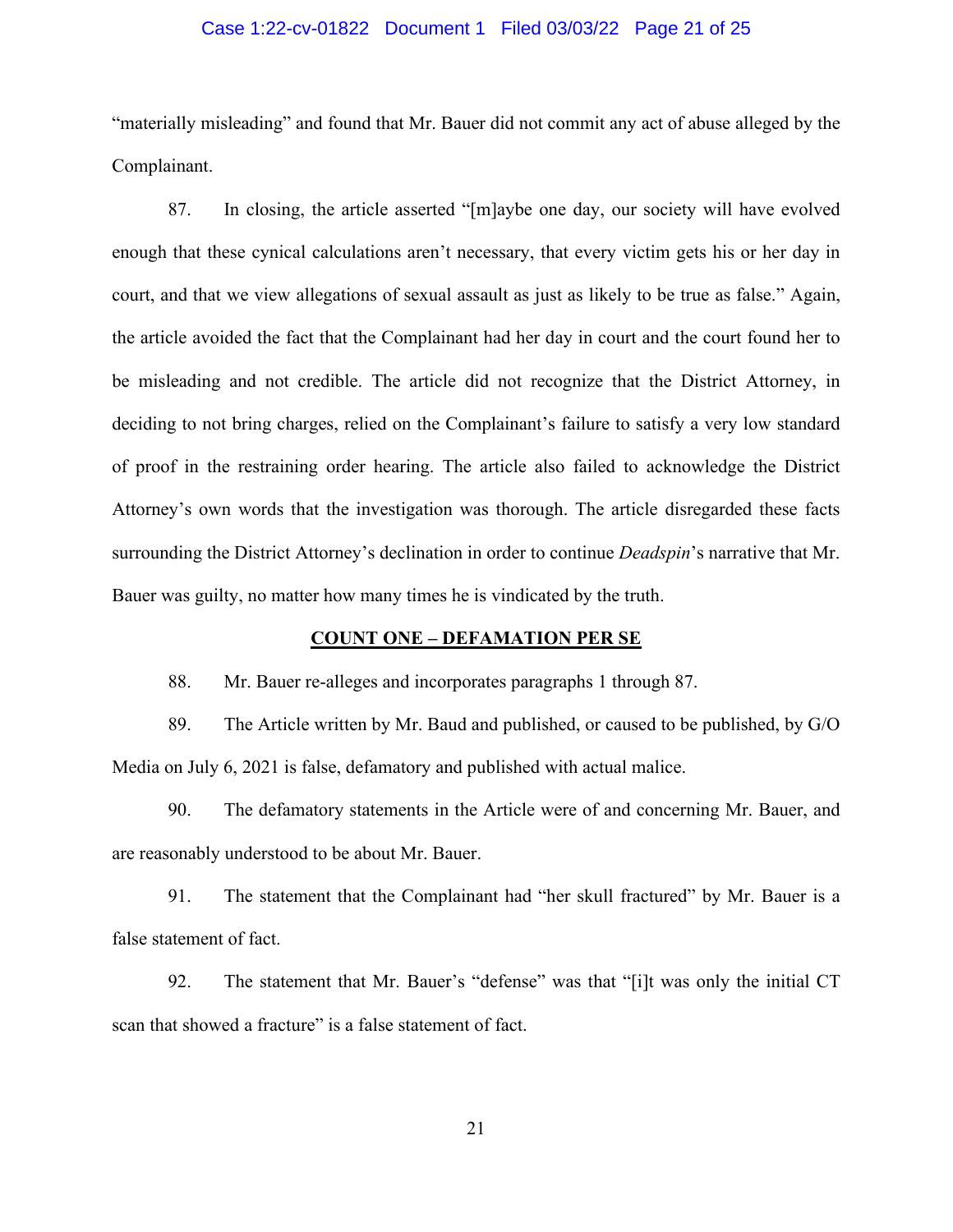"materially misleading" and found that Mr. Bauer did not commit any act of abuse alleged by the Complainant.

87. In closing, the article asserted "[m]aybe one day, our society will have evolved enough that these cynical calculations aren't necessary, that every victim gets his or her day in court, and that we view allegations of sexual assault as just as likely to be true as false." Again, the article avoided the fact that the Complainant had her day in court and the court found her to be misleading and not credible. The article did not recognize that the District Attorney, in deciding to not bring charges, relied on the Complainant's failure to satisfy a very low standard of proof in the restraining order hearing. The article also failed to acknowledge the District Attorney's own words that the investigation was thorough. The article disregarded these facts surrounding the District Attorney's declination in order to continue *Deadspin*'s narrative that Mr. Bauer was guilty, no matter how many times he is vindicated by the truth.

## COUNT ONE – DEFAMATION PER SE

88. Mr. Bauer re-alleges and incorporates paragraphs 1 through 87.

89. The Article written by Mr. Baud and published, or caused to be published, by G/O Media on July 6, 2021 is false, defamatory and published with actual malice.

90. The defamatory statements in the Article were of and concerning Mr. Bauer, and are reasonably understood to be about Mr. Bauer.

91. The statement that the Complainant had "her skull fractured" by Mr. Bauer is a false statement of fact.

92. The statement that Mr. Bauer's "defense" was that "[i]t was only the initial CT scan that showed a fracture" is a false statement of fact.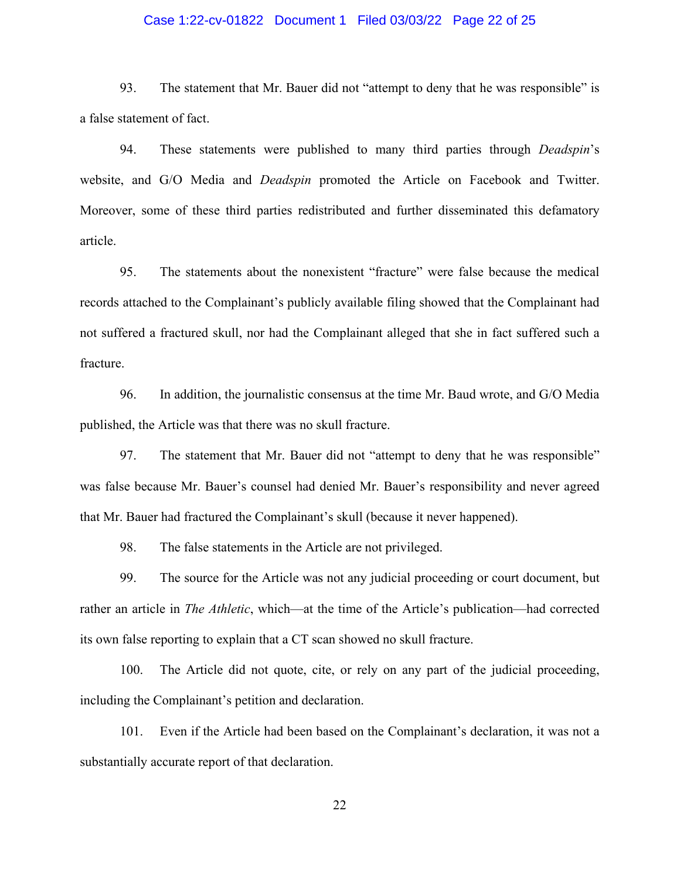93. The statement that Mr. Bauer did not "attempt to deny that he was responsible" is a false statement of fact.

94. These statements were published to many third parties through *Deadspin*'s website, and G/O Media and *Deadspin* promoted the Article on Facebook and Twitter. Moreover, some of these third parties redistributed and further disseminated this defamatory article.

95. The statements about the nonexistent "fracture" were false because the medical records attached to the Complainant's publicly available filing showed that the Complainant had not suffered a fractured skull, nor had the Complainant alleged that she in fact suffered such a fracture.

96. In addition, the journalistic consensus at the time Mr. Baud wrote, and G/O Media published, the Article was that there was no skull fracture.

97. The statement that Mr. Bauer did not "attempt to deny that he was responsible" was false because Mr. Bauer's counsel had denied Mr. Bauer's responsibility and never agreed that Mr. Bauer had fractured the Complainant's skull (because it never happened).

98. The false statements in the Article are not privileged.

99. The source for the Article was not any judicial proceeding or court document, but rather an article in *The Athletic*, which—at the time of the Article's publication—had corrected its own false reporting to explain that a CT scan showed no skull fracture.

100. The Article did not quote, cite, or rely on any part of the judicial proceeding, including the Complainant's petition and declaration.

101. Even if the Article had been based on the Complainant's declaration, it was not a substantially accurate report of that declaration.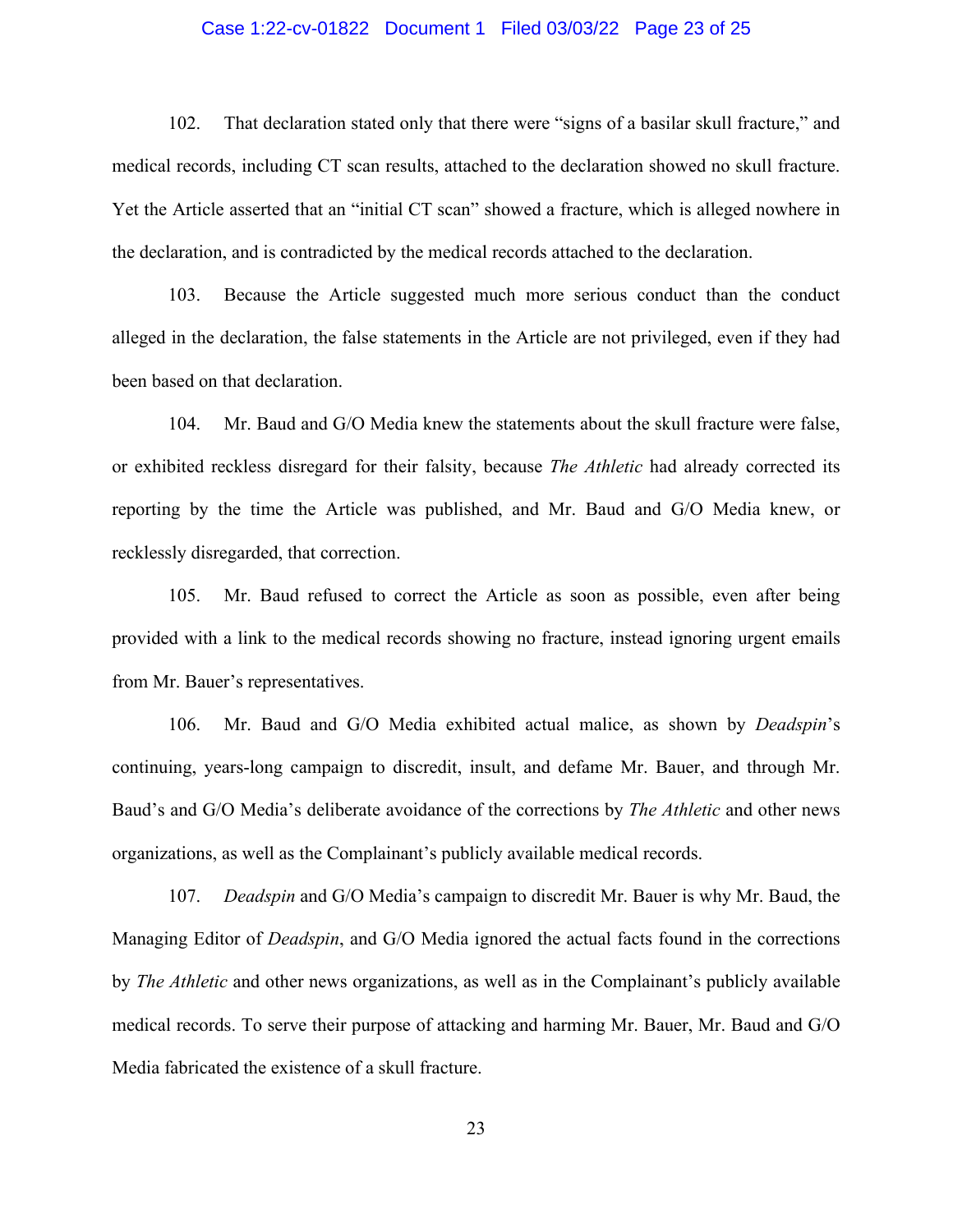102. That declaration stated only that there were "signs of a basilar skull fracture," and medical records, including CT scan results, attached to the declaration showed no skull fracture. Yet the Article asserted that an "initial CT scan" showed a fracture, which is alleged nowhere in the declaration, and is contradicted by the medical records attached to the declaration.

103. Because the Article suggested much more serious conduct than the conduct alleged in the declaration, the false statements in the Article are not privileged, even if they had been based on that declaration.

104. Mr. Baud and G/O Media knew the statements about the skull fracture were false, or exhibited reckless disregard for their falsity, because *The Athletic* had already corrected its reporting by the time the Article was published, and Mr. Baud and G/O Media knew, or recklessly disregarded, that correction.

105. Mr. Baud refused to correct the Article as soon as possible, even after being provided with a link to the medical records showing no fracture, instead ignoring urgent emails from Mr. Bauer's representatives.

106. Mr. Baud and G/O Media exhibited actual malice, as shown by *Deadspin*'s continuing, years-long campaign to discredit, insult, and defame Mr. Bauer, and through Mr. Baud's and G/O Media's deliberate avoidance of the corrections by *The Athletic* and other news organizations, as well as the Complainant's publicly available medical records.

107. *Deadspin* and G/O Media's campaign to discredit Mr. Bauer is why Mr. Baud, the Managing Editor of *Deadspin*, and G/O Media ignored the actual facts found in the corrections by *The Athletic* and other news organizations, as well as in the Complainant's publicly available medical records. To serve their purpose of attacking and harming Mr. Bauer, Mr. Baud and G/O Media fabricated the existence of a skull fracture.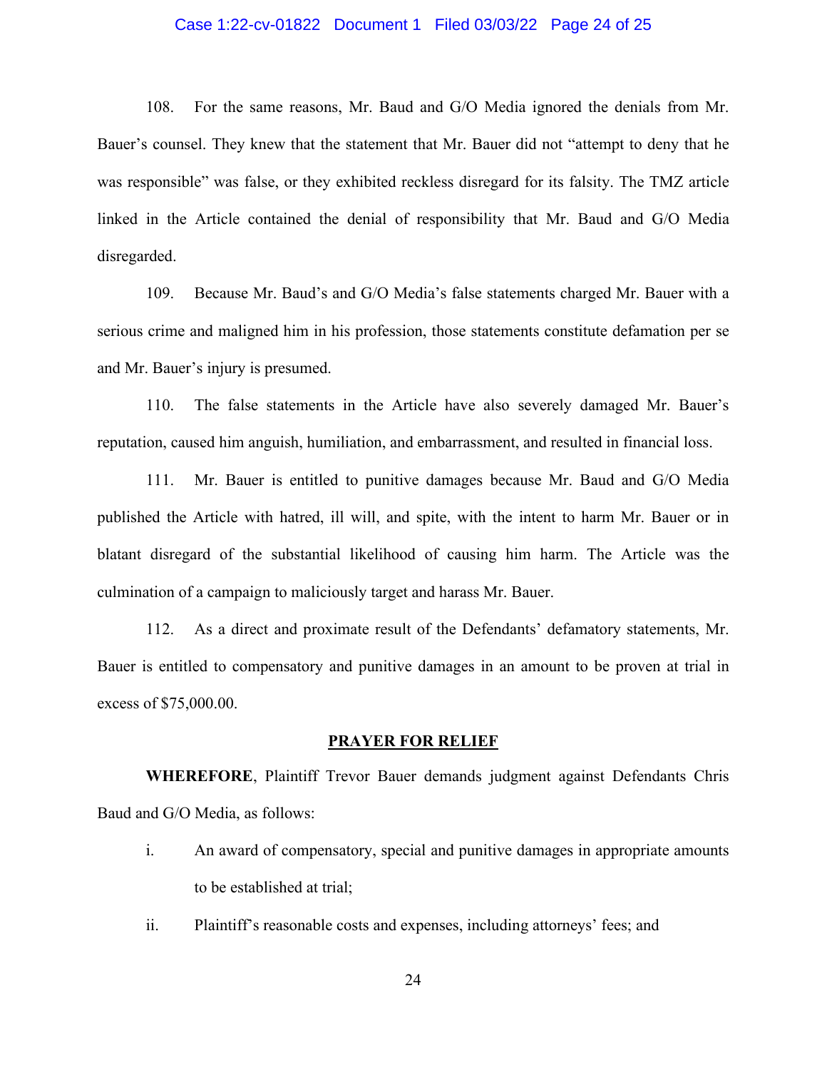108. For the same reasons, Mr. Baud and G/O Media ignored the denials from Mr. Bauer's counsel. They knew that the statement that Mr. Bauer did not "attempt to deny that he was responsible" was false, or they exhibited reckless disregard for its falsity. The TMZ article linked in the Article contained the denial of responsibility that Mr. Baud and G/O Media disregarded.

109. Because Mr. Baud's and G/O Media's false statements charged Mr. Bauer with a serious crime and maligned him in his profession, those statements constitute defamation per se and Mr. Bauer's injury is presumed.

110. The false statements in the Article have also severely damaged Mr. Bauer's reputation, caused him anguish, humiliation, and embarrassment, and resulted in financial loss.

111. Mr. Bauer is entitled to punitive damages because Mr. Baud and G/O Media published the Article with hatred, ill will, and spite, with the intent to harm Mr. Bauer or in blatant disregard of the substantial likelihood of causing him harm. The Article was the culmination of a campaign to maliciously target and harass Mr. Bauer.

112. As a direct and proximate result of the Defendants' defamatory statements, Mr. Bauer is entitled to compensatory and punitive damages in an amount to be proven at trial in excess of $75,000.00.

## PRAYER FOR RELIEF

**WHEREFORE**, Plaintiff Trevor Bauer demands judgment against Defendants Chris Baud and G/O Media, as follows:

i. An award of compensatory, special and punitive damages in appropriate amounts to be established at trial;

ii. Plaintiff's reasonable costs and expenses, including attorneys' fees; and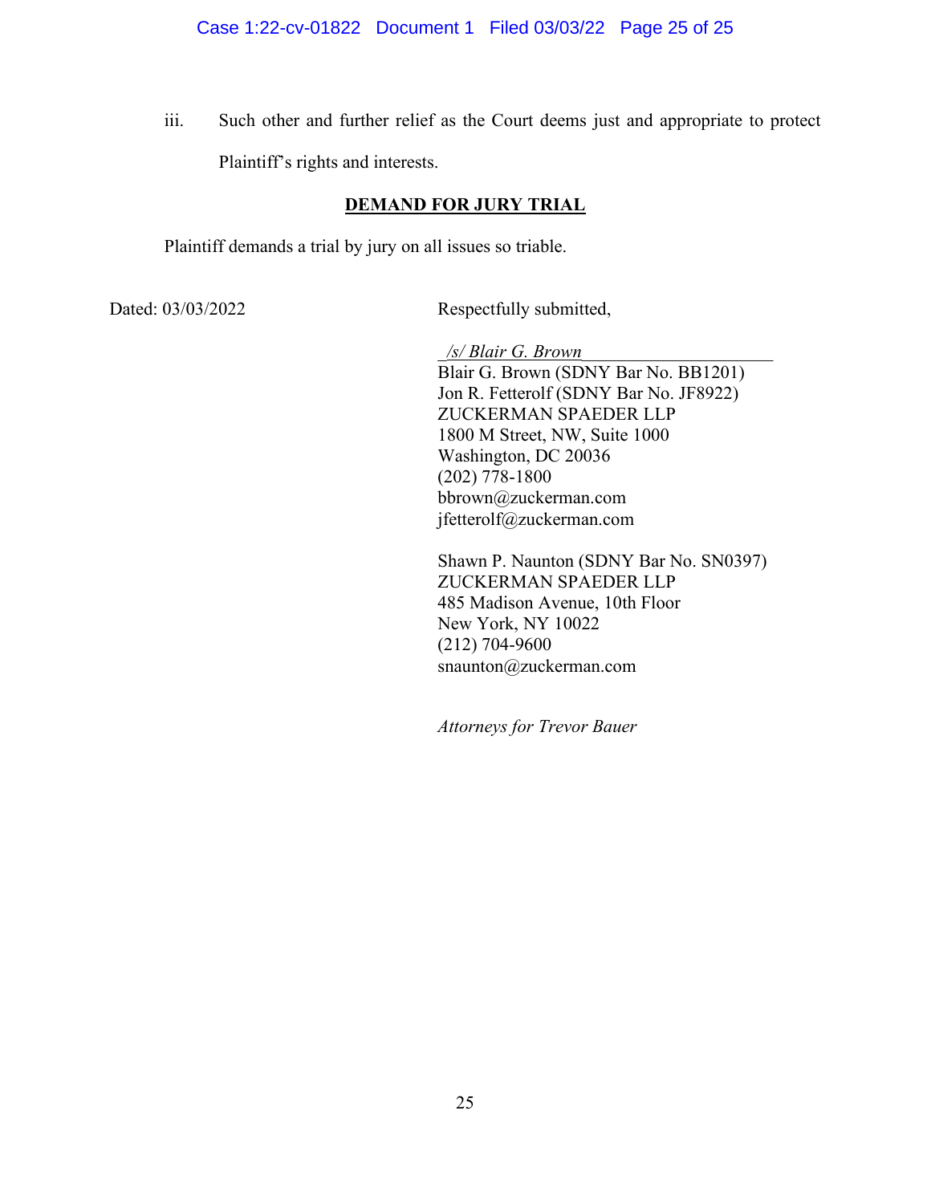iii. Such other and further relief as the Court deems just and appropriate to protect Plaintiff's rights and interests.

**DEMAND FOR JURY TRIAL**

Plaintiff demands a trial by jury on all issues so triable.

Dated: 03/03/2022

Respectfully submitted,

*/s/ Blair G. Brown*
Blair G. Brown (SDNY Bar No. BB1201)
Jon R. Fetterolf (SDNY Bar No. JF8922)
ZUCKERMAN SPAEDER LLP
1800 M Street, NW, Suite 1000
Washington, DC 20036
(202) 778-1800
bbrown@zuckerman.com
jfetterolf@zuckerman.com

Shawn P. Naunton (SDNY Bar No. SN0397)
ZUCKERMAN SPAEDER LLP
485 Madison Avenue, 10th Floor
New York, NY 10022
(212) 704-9600
snaunton@zuckerman.com

*Attorneys for Trevor Bauer*